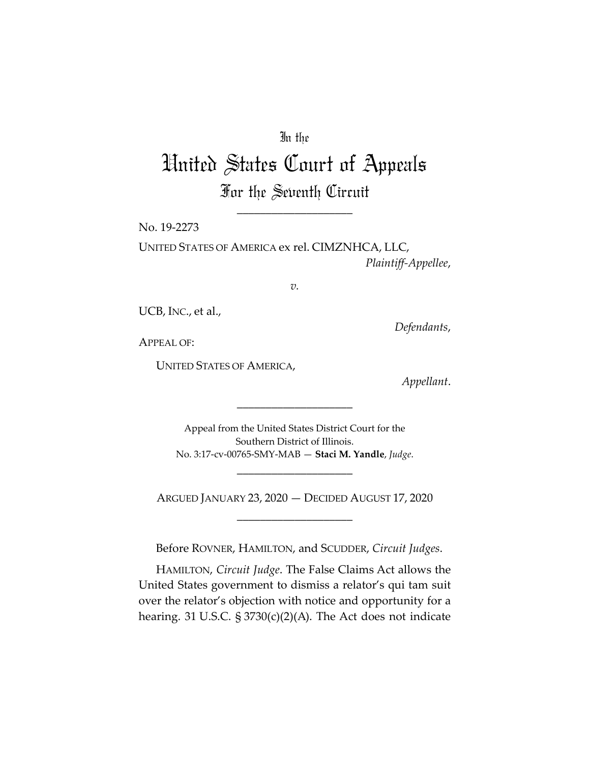In the

# United States Court of Appeals

## For the Seventh Circuit

---

No. 19-2273

UNITED STATES OF AMERICA ex rel. CIMZNHCA, LLC,
*Plaintiff-Appellee*,

*v.*

UCB, INC., et al.,
*Defendants*,

APPEAL OF:

UNITED STATES OF AMERICA,
*Appellant*.

---

Appeal from the United States District Court for the Southern District of Illinois.
No. 3:17-cv-00765-SMY-MAB — **Staci M. Yandle**, *Judge*.

---

ARGUED JANUARY 23, 2020 — DECIDED AUGUST 17, 2020

---

Before ROVNER, HAMILTON, and SCUDDER, *Circuit Judges*.

HAMILTON, *Circuit Judge*. The False Claims Act allows the United States government to dismiss a relator's qui tam suit over the relator's objection with notice and opportunity for a hearing. 31 U.S.C. § 3730(c)(2)(A). The Act does not indicate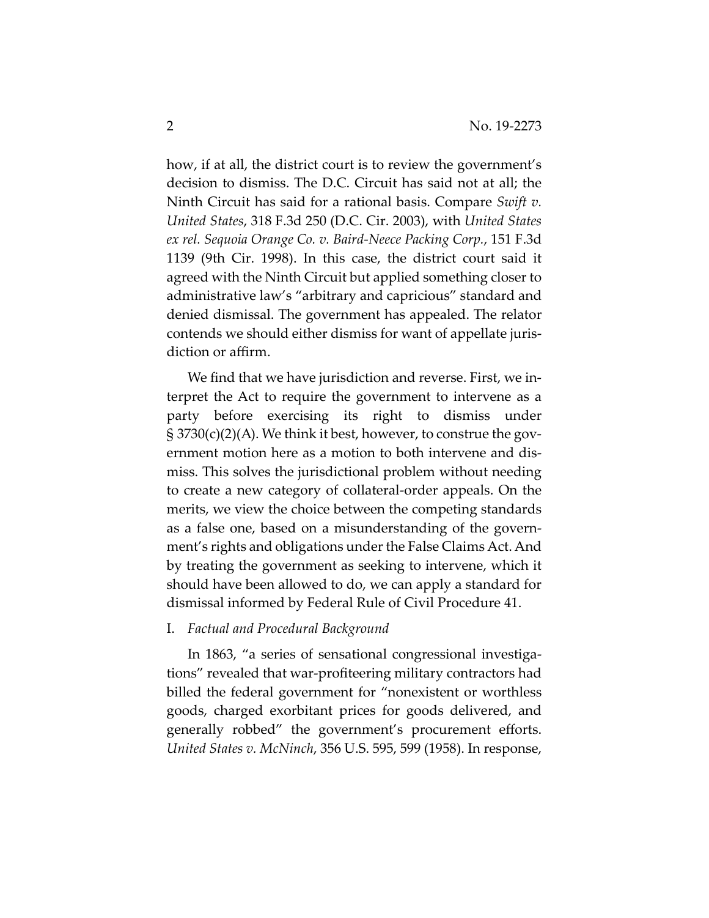how, if at all, the district court is to review the government's decision to dismiss. The D.C. Circuit has said not at all; the Ninth Circuit has said for a rational basis. Compare *Swift v. United States*, 318 F.3d 250 (D.C. Cir. 2003), with *United States ex rel. Sequoia Orange Co. v. Baird-Neece Packing Corp.*, 151 F.3d 1139 (9th Cir. 1998). In this case, the district court said it agreed with the Ninth Circuit but applied something closer to administrative law's "arbitrary and capricious" standard and denied dismissal. The government has appealed. The relator contends we should either dismiss for want of appellate jurisdiction or affirm.

We find that we have jurisdiction and reverse. First, we interpret the Act to require the government to intervene as a party before exercising its right to dismiss under § 3730(c)(2)(A). We think it best, however, to construe the government motion here as a motion to both intervene and dismiss. This solves the jurisdictional problem without needing to create a new category of collateral-order appeals. On the merits, we view the choice between the competing standards as a false one, based on a misunderstanding of the government's rights and obligations under the False Claims Act. And by treating the government as seeking to intervene, which it should have been allowed to do, we can apply a standard for dismissal informed by Federal Rule of Civil Procedure 41.

## I. *Factual and Procedural Background*

In 1863, "a series of sensational congressional investigations" revealed that war-profiteering military contractors had billed the federal government for "nonexistent or worthless goods, charged exorbitant prices for goods delivered, and generally robbed" the government's procurement efforts. *United States v. McNinch*, 356 U.S. 595, 599 (1958). In response,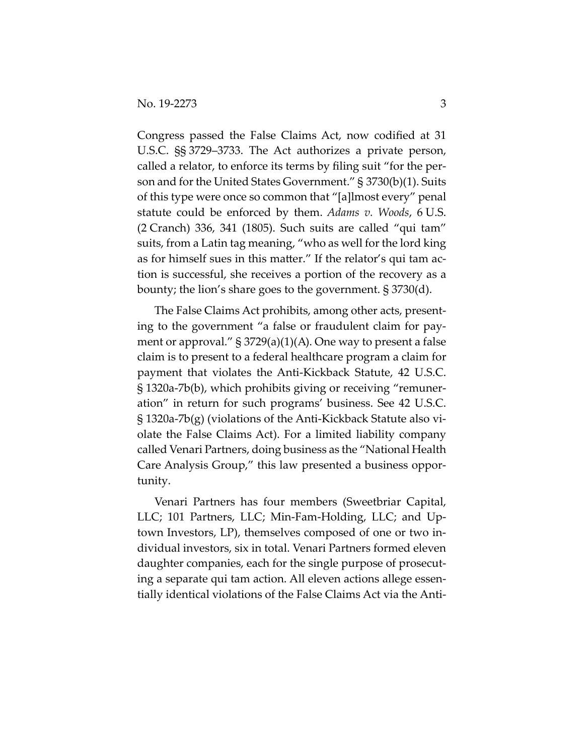Congress passed the False Claims Act, now codified at 31 U.S.C. §§ 3729–3733. The Act authorizes a private person, called a relator, to enforce its terms by filing suit "for the person and for the United States Government." § 3730(b)(1). Suits of this type were once so common that "[a]lmost every" penal statute could be enforced by them. *Adams v. Woods*, 6 U.S. (2 Cranch) 336, 341 (1805). Such suits are called "qui tam" suits, from a Latin tag meaning, "who as well for the lord king as for himself sues in this matter." If the relator's qui tam action is successful, she receives a portion of the recovery as a bounty; the lion's share goes to the government. § 3730(d).

The False Claims Act prohibits, among other acts, presenting to the government "a false or fraudulent claim for payment or approval." § 3729(a)(1)(A). One way to present a false claim is to present to a federal healthcare program a claim for payment that violates the Anti-Kickback Statute, 42 U.S.C. § 1320a-7b(b), which prohibits giving or receiving "remuneration" in return for such programs' business. See 42 U.S.C. § 1320a-7b(g) (violations of the Anti-Kickback Statute also violate the False Claims Act). For a limited liability company called Venari Partners, doing business as the "National Health Care Analysis Group," this law presented a business opportunity.

Venari Partners has four members (Sweetbriar Capital, LLC; 101 Partners, LLC; Min-Fam-Holding, LLC; and Uptown Investors, LP), themselves composed of one or two individual investors, six in total. Venari Partners formed eleven daughter companies, each for the single purpose of prosecuting a separate qui tam action. All eleven actions allege essentially identical violations of the False Claims Act via the Anti-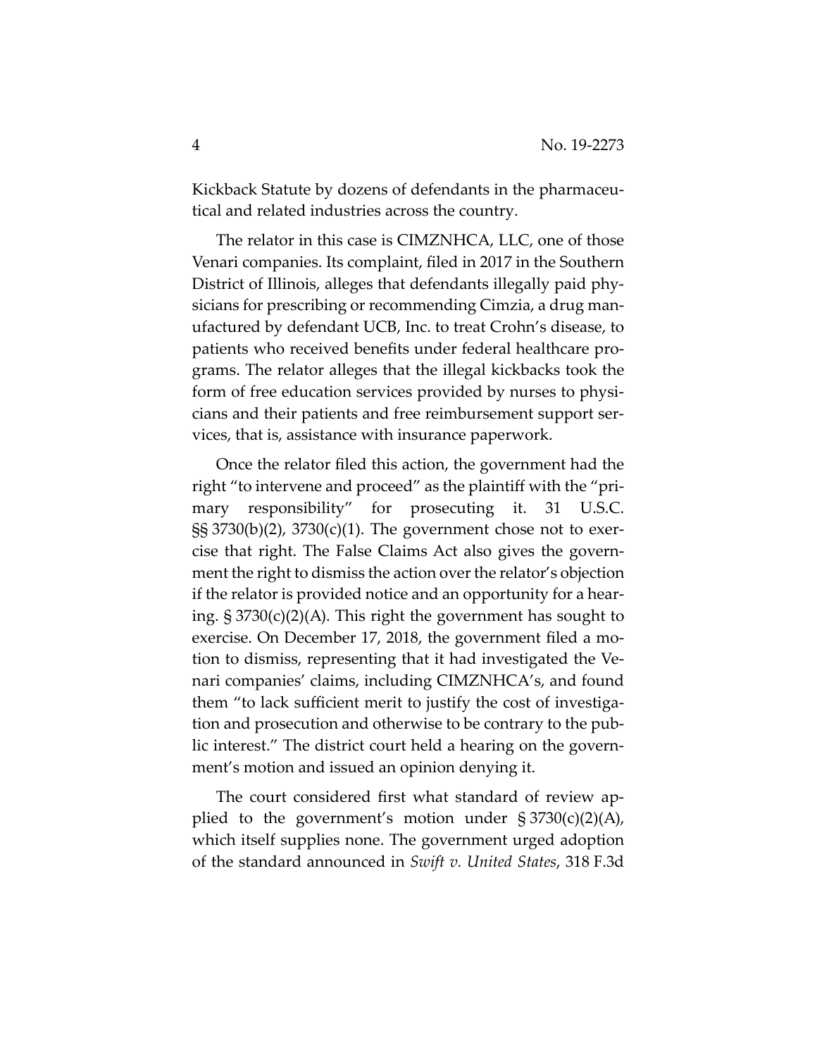Kickback Statute by dozens of defendants in the pharmaceutical and related industries across the country.

The relator in this case is CIMZNHCA, LLC, one of those Venari companies. Its complaint, filed in 2017 in the Southern District of Illinois, alleges that defendants illegally paid physicians for prescribing or recommending Cimzia, a drug manufactured by defendant UCB, Inc. to treat Crohn's disease, to patients who received benefits under federal healthcare programs. The relator alleges that the illegal kickbacks took the form of free education services provided by nurses to physicians and their patients and free reimbursement support services, that is, assistance with insurance paperwork.

Once the relator filed this action, the government had the right "to intervene and proceed" as the plaintiff with the "primary responsibility" for prosecuting it. 31 U.S.C. §§ 3730(b)(2), 3730(c)(1). The government chose not to exercise that right. The False Claims Act also gives the government the right to dismiss the action over the relator's objection if the relator is provided notice and an opportunity for a hearing. § 3730(c)(2)(A). This right the government has sought to exercise. On December 17, 2018, the government filed a motion to dismiss, representing that it had investigated the Venari companies' claims, including CIMZNHCA's, and found them "to lack sufficient merit to justify the cost of investigation and prosecution and otherwise to be contrary to the public interest." The district court held a hearing on the government's motion and issued an opinion denying it.

The court considered first what standard of review applied to the government's motion under § 3730(c)(2)(A), which itself supplies none. The government urged adoption of the standard announced in *Swift v. United States*, 318 F.3d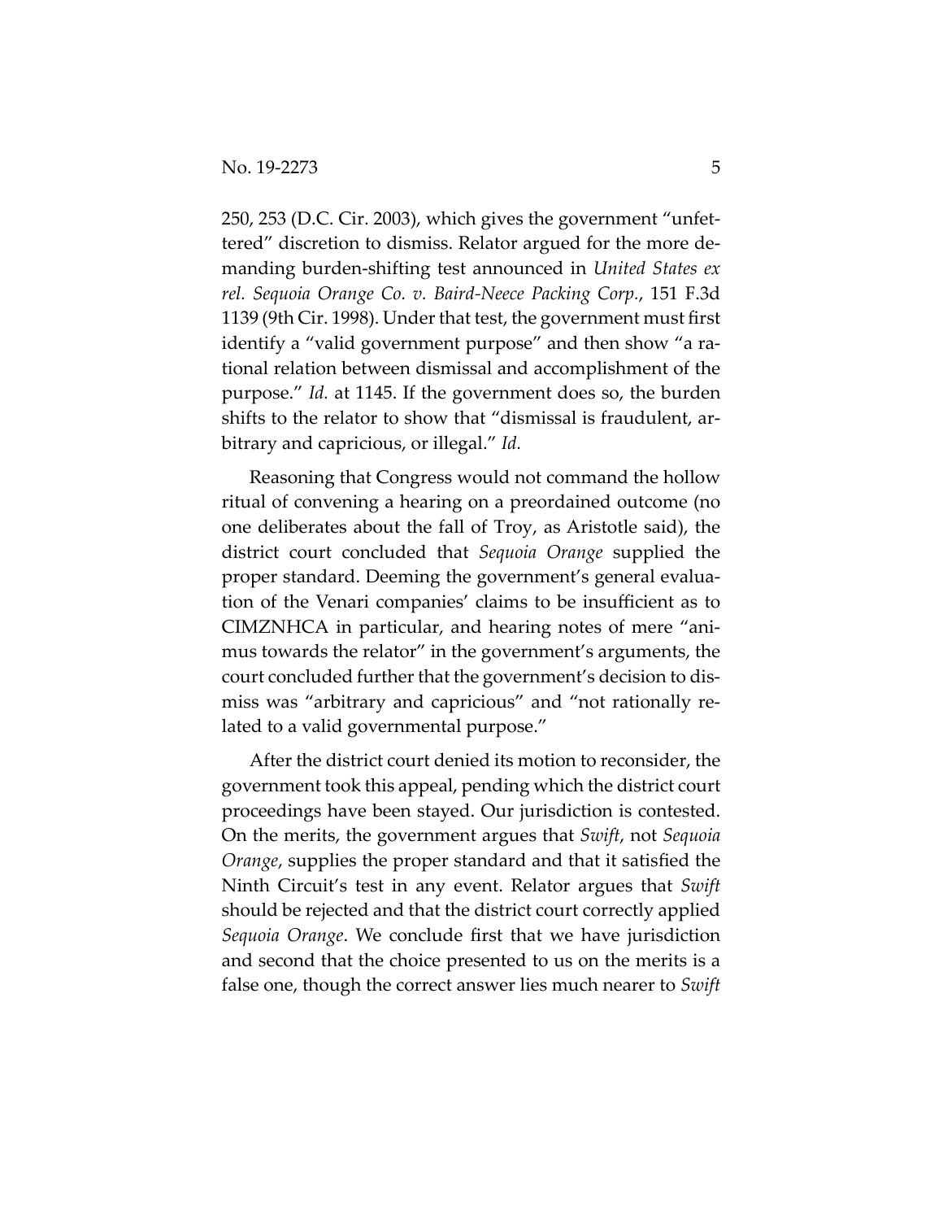250, 253 (D.C. Cir. 2003), which gives the government "unfettered" discretion to dismiss. Relator argued for the more demanding burden-shifting test announced in *United States ex rel. Sequoia Orange Co. v. Baird-Neece Packing Corp.*, 151 F.3d 1139 (9th Cir. 1998). Under that test, the government must first identify a "valid government purpose" and then show "a rational relation between dismissal and accomplishment of the purpose." *Id.* at 1145. If the government does so, the burden shifts to the relator to show that "dismissal is fraudulent, arbitrary and capricious, or illegal." *Id.*

Reasoning that Congress would not command the hollow ritual of convening a hearing on a preordained outcome (no one deliberates about the fall of Troy, as Aristotle said), the district court concluded that *Sequoia Orange* supplied the proper standard. Deeming the government's general evaluation of the Venari companies' claims to be insufficient as to CIMZNHCA in particular, and hearing notes of mere "animus towards the relator" in the government's arguments, the court concluded further that the government's decision to dismiss was "arbitrary and capricious" and "not rationally related to a valid governmental purpose."

After the district court denied its motion to reconsider, the government took this appeal, pending which the district court proceedings have been stayed. Our jurisdiction is contested. On the merits, the government argues that *Swift*, not *Sequoia Orange*, supplies the proper standard and that it satisfied the Ninth Circuit's test in any event. Relator argues that *Swift* should be rejected and that the district court correctly applied *Sequoia Orange*. We conclude first that we have jurisdiction and second that the choice presented to us on the merits is a false one, though the correct answer lies much nearer to *Swift*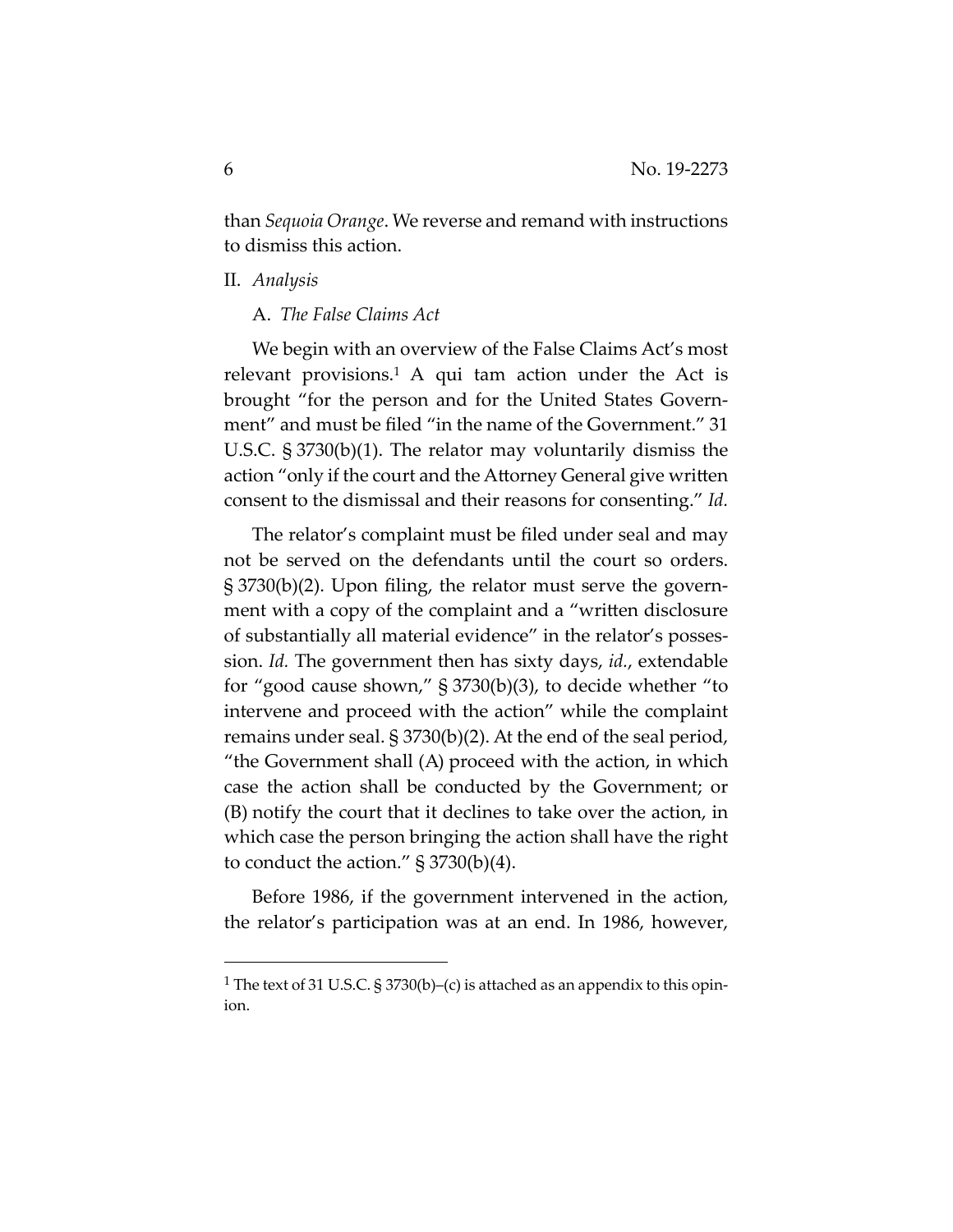than *Sequoia Orange*. We reverse and remand with instructions to dismiss this action.

## II. *Analysis*

### A. *The False Claims Act*

We begin with an overview of the False Claims Act's most relevant provisions.[1] A qui tam action under the Act is brought "for the person and for the United States Government" and must be filed "in the name of the Government." 31 U.S.C. § 3730(b)(1). The relator may voluntarily dismiss the action "only if the court and the Attorney General give written consent to the dismissal and their reasons for consenting." *Id.*

The relator's complaint must be filed under seal and may not be served on the defendants until the court so orders. § 3730(b)(2). Upon filing, the relator must serve the government with a copy of the complaint and a "written disclosure of substantially all material evidence" in the relator's possession. *Id.* The government then has sixty days, *id.*, extendable for "good cause shown," § 3730(b)(3), to decide whether "to intervene and proceed with the action" while the complaint remains under seal. § 3730(b)(2). At the end of the seal period, "the Government shall (A) proceed with the action, in which case the action shall be conducted by the Government; or (B) notify the court that it declines to take over the action, in which case the person bringing the action shall have the right to conduct the action." § 3730(b)(4).

Before 1986, if the government intervened in the action, the relator's participation was at an end. In 1986, however,

[1] The text of 31 U.S.C. § 3730(b)–(c) is attached as an appendix to this opinion.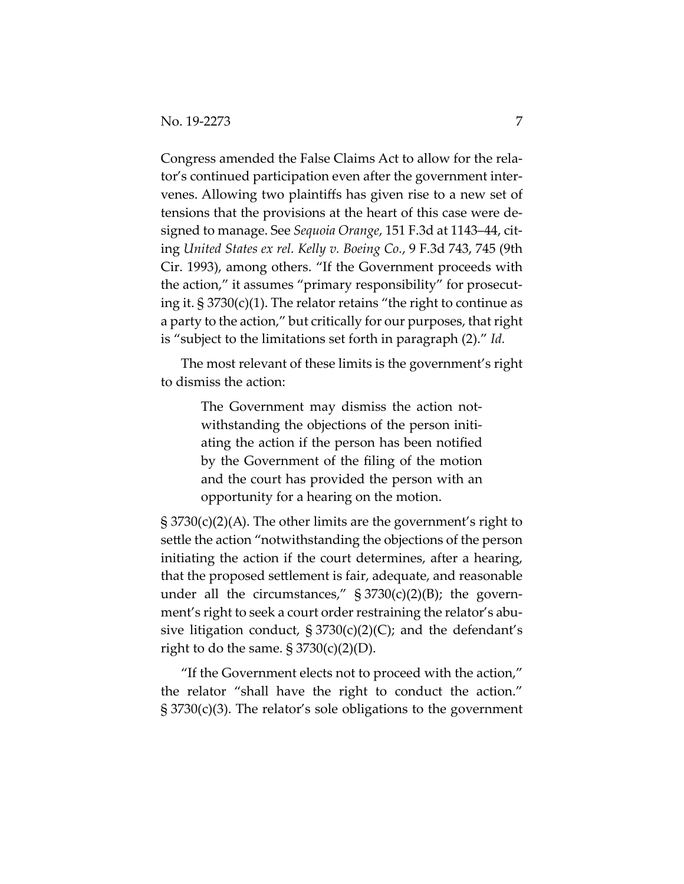Congress amended the False Claims Act to allow for the relator's continued participation even after the government intervenes. Allowing two plaintiffs has given rise to a new set of tensions that the provisions at the heart of this case were designed to manage. See *Sequoia Orange*, 151 F.3d at 1143–44, citing *United States ex rel. Kelly v. Boeing Co.*, 9 F.3d 743, 745 (9th Cir. 1993), among others. "If the Government proceeds with the action," it assumes "primary responsibility" for prosecuting it. § 3730(c)(1). The relator retains "the right to continue as a party to the action," but critically for our purposes, that right is "subject to the limitations set forth in paragraph (2)." *Id.*

The most relevant of these limits is the government's right to dismiss the action:

> The Government may dismiss the action notwithstanding the objections of the person initiating the action if the person has been notified by the Government of the filing of the motion and the court has provided the person with an opportunity for a hearing on the motion.

§ 3730(c)(2)(A). The other limits are the government's right to settle the action "notwithstanding the objections of the person initiating the action if the court determines, after a hearing, that the proposed settlement is fair, adequate, and reasonable under all the circumstances," § 3730(c)(2)(B); the government's right to seek a court order restraining the relator's abusive litigation conduct, § 3730(c)(2)(C); and the defendant's right to do the same. § 3730(c)(2)(D).

"If the Government elects not to proceed with the action," the relator "shall have the right to conduct the action." § 3730(c)(3). The relator's sole obligations to the government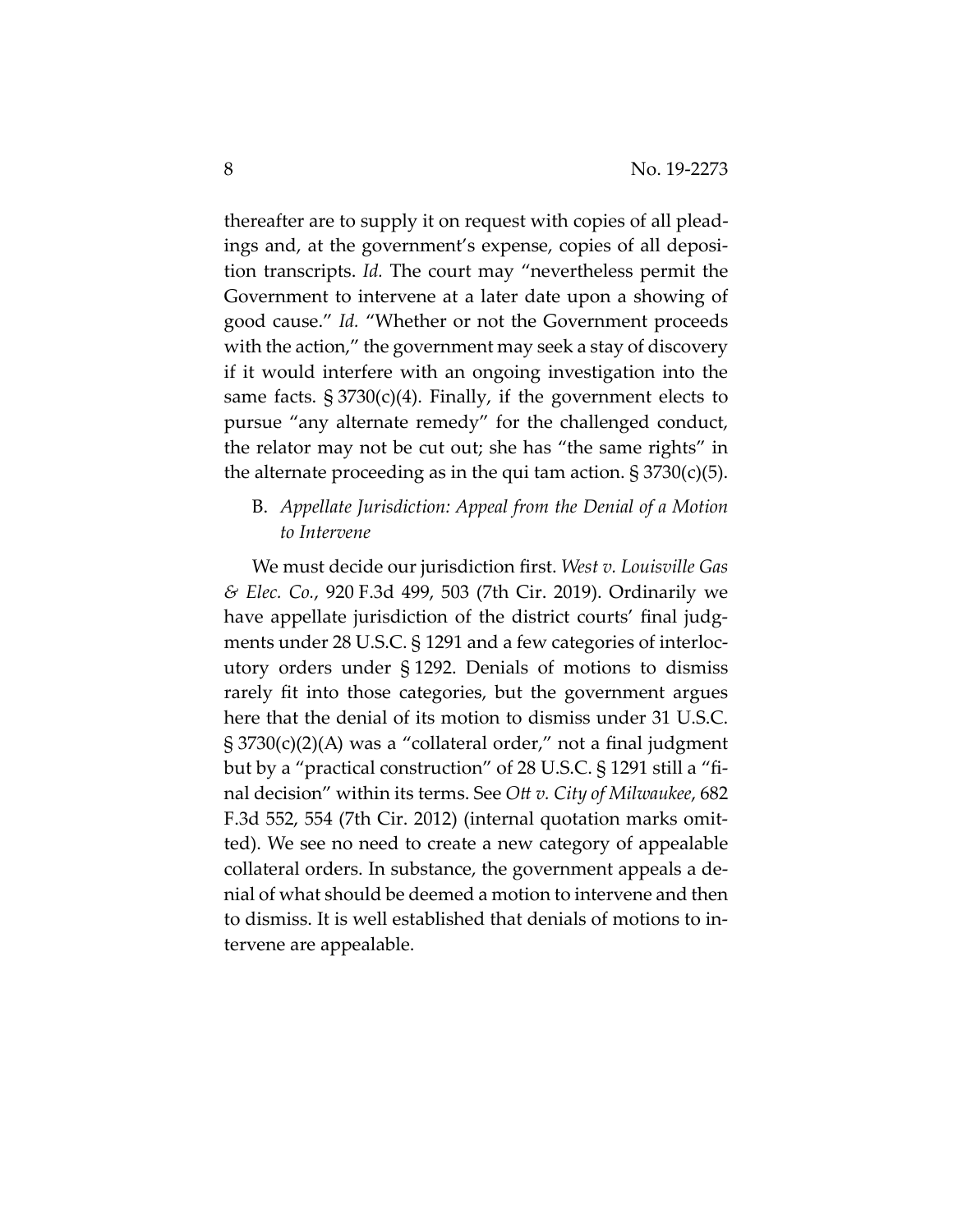thereafter are to supply it on request with copies of all pleadings and, at the government's expense, copies of all deposition transcripts. *Id.* The court may "nevertheless permit the Government to intervene at a later date upon a showing of good cause." *Id.* "Whether or not the Government proceeds with the action," the government may seek a stay of discovery if it would interfere with an ongoing investigation into the same facts. § 3730(c)(4). Finally, if the government elects to pursue "any alternate remedy" for the challenged conduct, the relator may not be cut out; she has "the same rights" in the alternate proceeding as in the qui tam action. § 3730(c)(5).

### B. *Appellate Jurisdiction: Appeal from the Denial of a Motion to Intervene*

We must decide our jurisdiction first. *West v. Louisville Gas & Elec. Co.*, 920 F.3d 499, 503 (7th Cir. 2019). Ordinarily we have appellate jurisdiction of the district courts' final judgments under 28 U.S.C. § 1291 and a few categories of interlocutory orders under § 1292. Denials of motions to dismiss rarely fit into those categories, but the government argues here that the denial of its motion to dismiss under 31 U.S.C. § 3730(c)(2)(A) was a "collateral order," not a final judgment but by a "practical construction" of 28 U.S.C. § 1291 still a "final decision" within its terms. See *Ott v. City of Milwaukee*, 682 F.3d 552, 554 (7th Cir. 2012) (internal quotation marks omitted). We see no need to create a new category of appealable collateral orders. In substance, the government appeals a denial of what should be deemed a motion to intervene and then to dismiss. It is well established that denials of motions to intervene are appealable.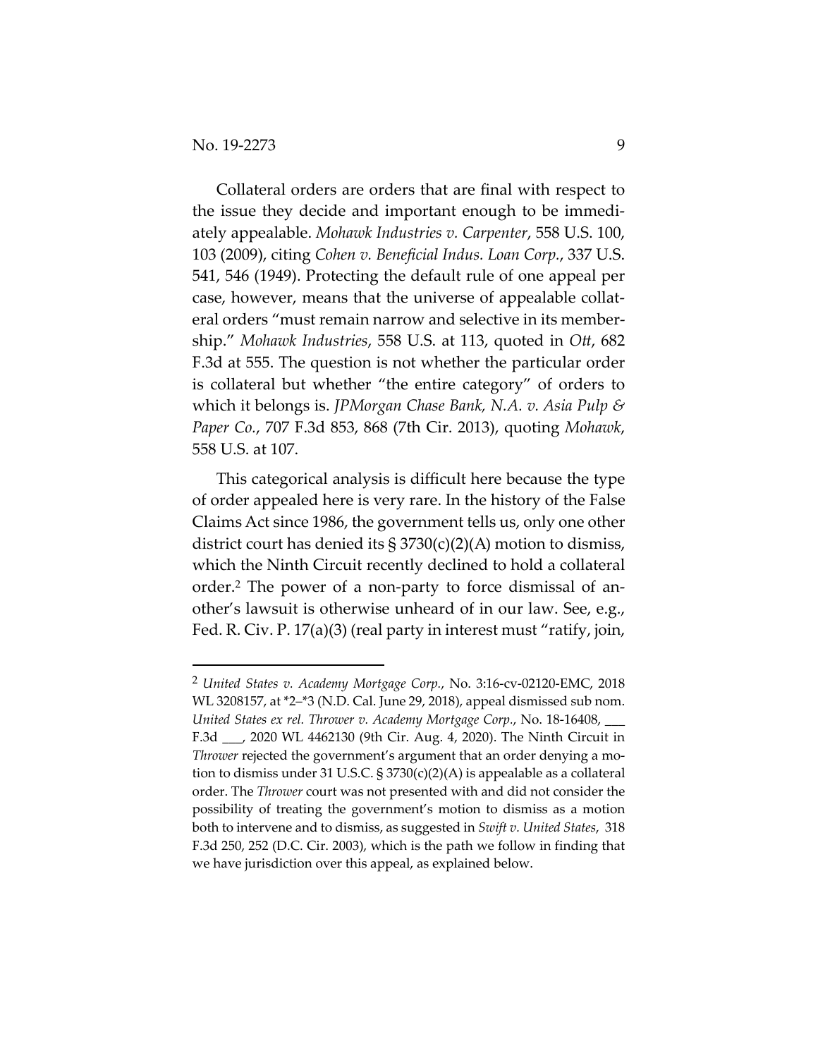Collateral orders are orders that are final with respect to the issue they decide and important enough to be immediately appealable. *Mohawk Industries v. Carpenter*, 558 U.S. 100, 103 (2009), citing *Cohen v. Beneficial Indus. Loan Corp.*, 337 U.S. 541, 546 (1949). Protecting the default rule of one appeal per case, however, means that the universe of appealable collateral orders "must remain narrow and selective in its membership." *Mohawk Industries*, 558 U.S. at 113, quoted in *Ott*, 682 F.3d at 555. The question is not whether the particular order is collateral but whether "the entire category" of orders to which it belongs is. *JPMorgan Chase Bank, N.A. v. Asia Pulp & Paper Co.*, 707 F.3d 853, 868 (7th Cir. 2013), quoting *Mohawk*, 558 U.S. at 107.

This categorical analysis is difficult here because the type of order appealed here is very rare. In the history of the False Claims Act since 1986, the government tells us, only one other district court has denied its § 3730(c)(2)(A) motion to dismiss, which the Ninth Circuit recently declined to hold a collateral order.[2] The power of a non-party to force dismissal of another's lawsuit is otherwise unheard of in our law. See, e.g., Fed. R. Civ. P. 17(a)(3) (real party in interest must "ratify, join,

---

[2] *United States v. Academy Mortgage Corp.*, No. 3:16-cv-02120-EMC, 2018 WL 3208157, at *2–*3 (N.D. Cal. June 29, 2018), appeal dismissed sub nom. *United States ex rel. Thrower v. Academy Mortgage Corp.*, No. 18-16408, ___ F.3d ___, 2020 WL 4462130 (9th Cir. Aug. 4, 2020). The Ninth Circuit in *Thrower* rejected the government's argument that an order denying a motion to dismiss under 31 U.S.C. § 3730(c)(2)(A) is appealable as a collateral order. The *Thrower* court was not presented with and did not consider the possibility of treating the government's motion to dismiss as a motion both to intervene and to dismiss, as suggested in *Swift v. United States*, 318 F.3d 250, 252 (D.C. Cir. 2003), which is the path we follow in finding that we have jurisdiction over this appeal, as explained below.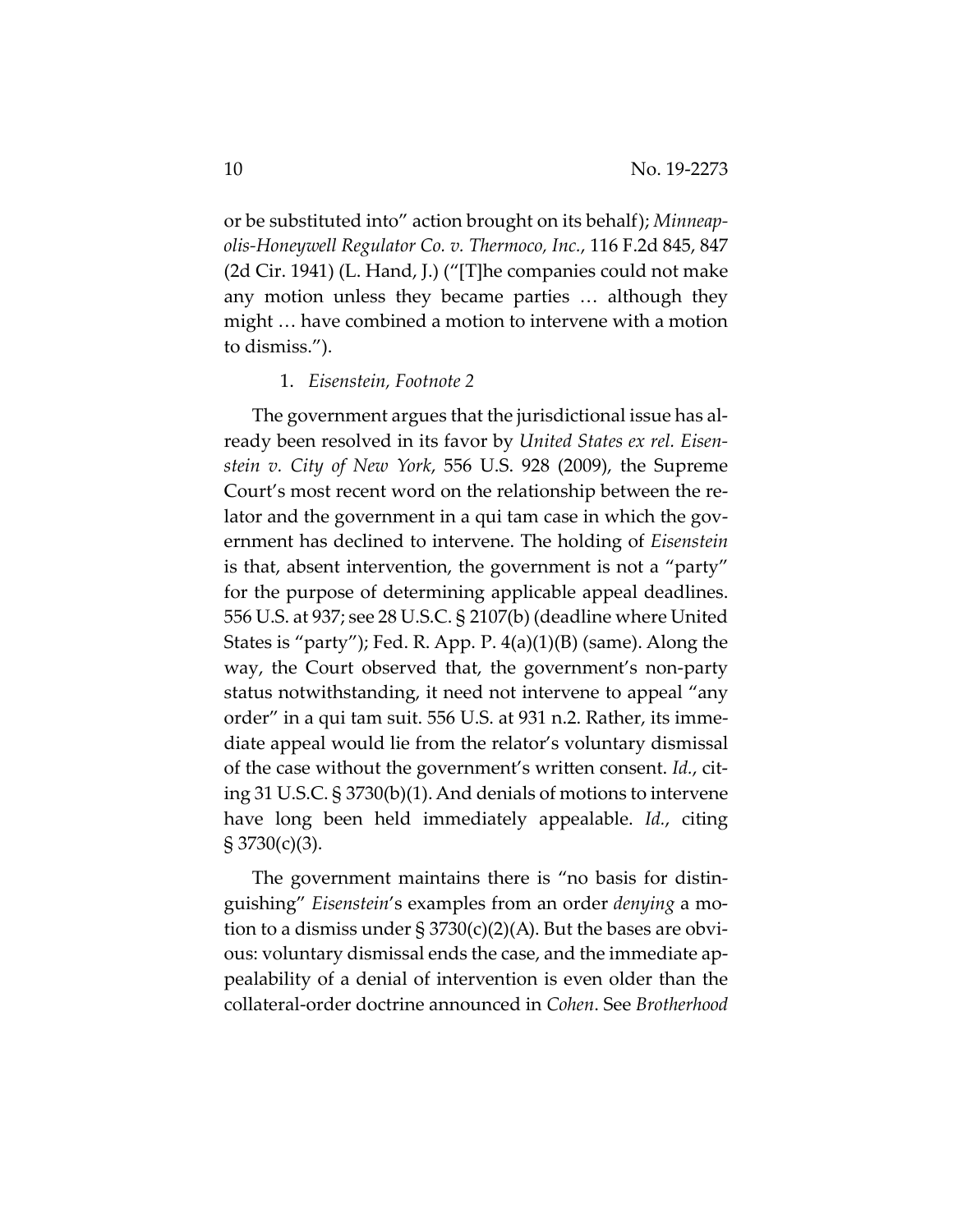or be substituted into" action brought on its behalf); *Minneapolis-Honeywell Regulator Co. v. Thermoco, Inc.*, 116 F.2d 845, 847 (2d Cir. 1941) (L. Hand, J.) ("[T]he companies could not make any motion unless they became parties … although they might … have combined a motion to intervene with a motion to dismiss.").

1. *Eisenstein, Footnote 2*

The government argues that the jurisdictional issue has already been resolved in its favor by *United States ex rel. Eisenstein v. City of New York*, 556 U.S. 928 (2009), the Supreme Court's most recent word on the relationship between the relator and the government in a qui tam case in which the government has declined to intervene. The holding of *Eisenstein* is that, absent intervention, the government is not a "party" for the purpose of determining applicable appeal deadlines. 556 U.S. at 937; see 28 U.S.C. § 2107(b) (deadline where United States is "party"); Fed. R. App. P. 4(a)(1)(B) (same). Along the way, the Court observed that, the government's non-party status notwithstanding, it need not intervene to appeal "any order" in a qui tam suit. 556 U.S. at 931 n.2. Rather, its immediate appeal would lie from the relator's voluntary dismissal of the case without the government's written consent. *Id.*, citing 31 U.S.C. § 3730(b)(1). And denials of motions to intervene have long been held immediately appealable. *Id.*, citing § 3730(c)(3).

The government maintains there is "no basis for distinguishing" *Eisenstein*'s examples from an order *denying* a motion to a dismiss under § 3730(c)(2)(A). But the bases are obvious: voluntary dismissal ends the case, and the immediate appealability of a denial of intervention is even older than the collateral-order doctrine announced in *Cohen*. See *Brotherhood*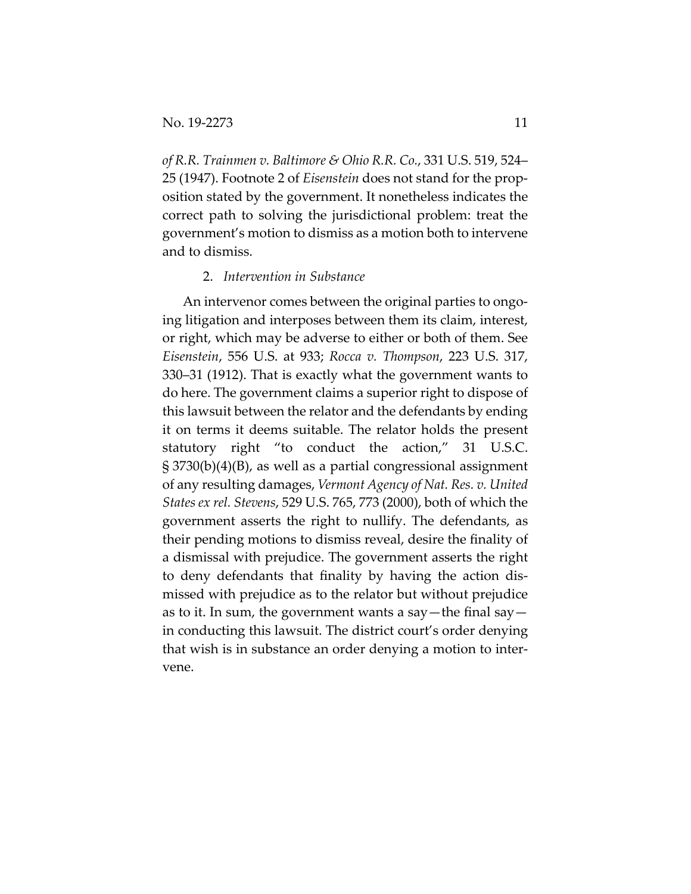*of R.R. Trainmen v. Baltimore & Ohio R.R. Co.*, 331 U.S. 519, 524–25 (1947). Footnote 2 of *Eisenstein* does not stand for the proposition stated by the government. It nonetheless indicates the correct path to solving the jurisdictional problem: treat the government's motion to dismiss as a motion both to intervene and to dismiss.

2. *Intervention in Substance*

An intervenor comes between the original parties to ongoing litigation and interposes between them its claim, interest, or right, which may be adverse to either or both of them. See *Eisenstein*, 556 U.S. at 933; *Rocca v. Thompson*, 223 U.S. 317, 330–31 (1912). That is exactly what the government wants to do here. The government claims a superior right to dispose of this lawsuit between the relator and the defendants by ending it on terms it deems suitable. The relator holds the present statutory right "to conduct the action," 31 U.S.C. § 3730(b)(4)(B), as well as a partial congressional assignment of any resulting damages, *Vermont Agency of Nat. Res. v. United States ex rel. Stevens*, 529 U.S. 765, 773 (2000), both of which the government asserts the right to nullify. The defendants, as their pending motions to dismiss reveal, desire the finality of a dismissal with prejudice. The government asserts the right to deny defendants that finality by having the action dismissed with prejudice as to the relator but without prejudice as to it. In sum, the government wants a say—the final say—in conducting this lawsuit. The district court's order denying that wish is in substance an order denying a motion to intervene.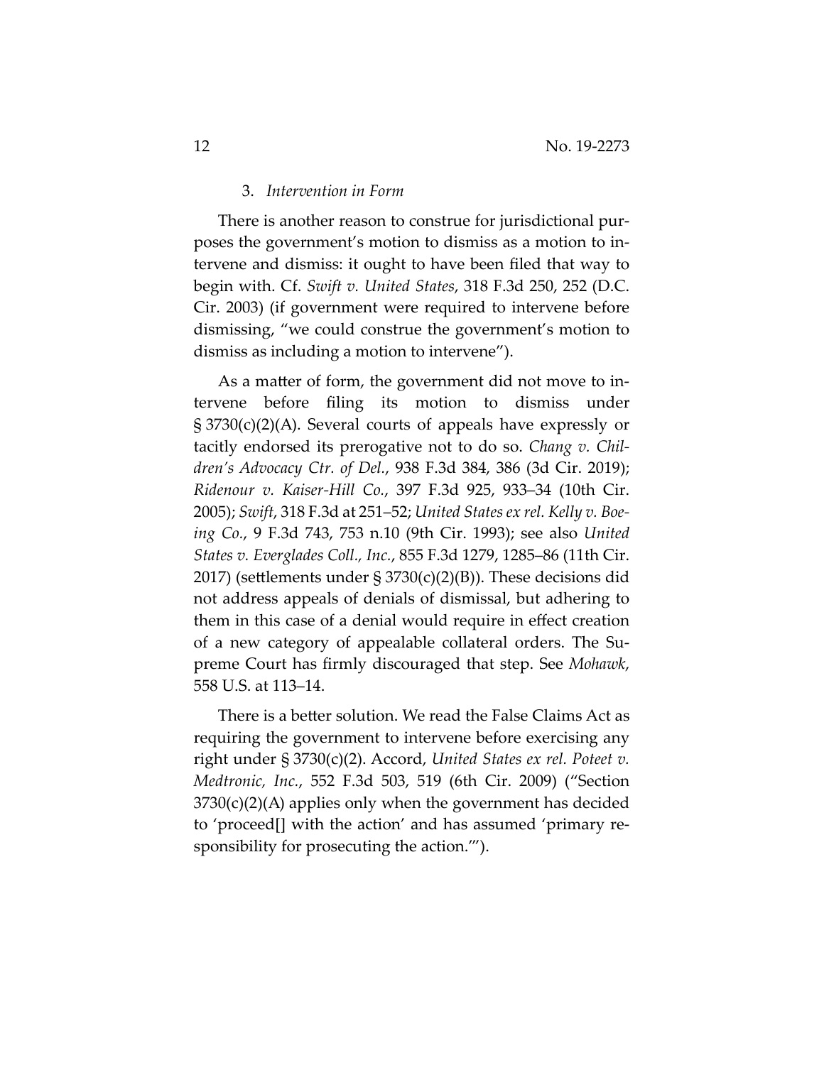### 3. *Intervention in Form*

There is another reason to construe for jurisdictional purposes the government's motion to dismiss as a motion to intervene and dismiss: it ought to have been filed that way to begin with. Cf. *Swift v. United States*, 318 F.3d 250, 252 (D.C. Cir. 2003) (if government were required to intervene before dismissing, "we could construe the government's motion to dismiss as including a motion to intervene").

As a matter of form, the government did not move to intervene before filing its motion to dismiss under § 3730(c)(2)(A). Several courts of appeals have expressly or tacitly endorsed its prerogative not to do so. *Chang v. Children's Advocacy Ctr. of Del.*, 938 F.3d 384, 386 (3d Cir. 2019); *Ridenour v. Kaiser-Hill Co.*, 397 F.3d 925, 933–34 (10th Cir. 2005); *Swift*, 318 F.3d at 251–52; *United States ex rel. Kelly v. Boeing Co.*, 9 F.3d 743, 753 n.10 (9th Cir. 1993); see also *United States v. Everglades Coll., Inc.*, 855 F.3d 1279, 1285–86 (11th Cir. 2017) (settlements under § 3730(c)(2)(B)). These decisions did not address appeals of denials of dismissal, but adhering to them in this case of a denial would require in effect creation of a new category of appealable collateral orders. The Supreme Court has firmly discouraged that step. See *Mohawk*, 558 U.S. at 113–14.

There is a better solution. We read the False Claims Act as requiring the government to intervene before exercising any right under § 3730(c)(2). Accord, *United States ex rel. Poteet v. Medtronic, Inc.*, 552 F.3d 503, 519 (6th Cir. 2009) ("Section 3730(c)(2)(A) applies only when the government has decided to 'proceed[] with the action' and has assumed 'primary responsibility for prosecuting the action.'").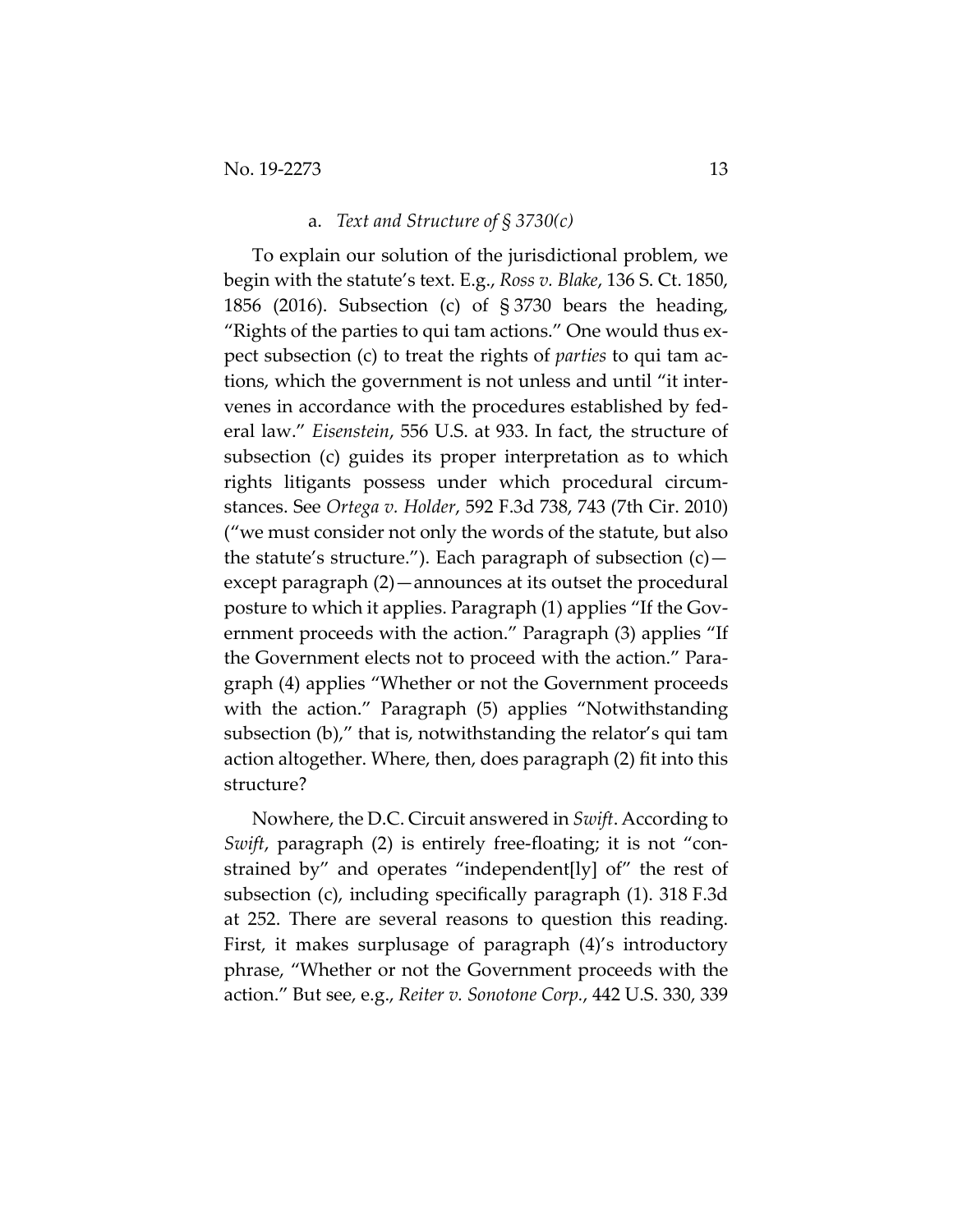a. *Text and Structure of § 3730(c)*

To explain our solution of the jurisdictional problem, we begin with the statute's text. E.g., *Ross v. Blake*, 136 S. Ct. 1850, 1856 (2016). Subsection (c) of § 3730 bears the heading, "Rights of the parties to qui tam actions." One would thus expect subsection (c) to treat the rights of *parties* to qui tam actions, which the government is not unless and until "it intervenes in accordance with the procedures established by federal law." *Eisenstein*, 556 U.S. at 933. In fact, the structure of subsection (c) guides its proper interpretation as to which rights litigants possess under which procedural circumstances. See *Ortega v. Holder*, 592 F.3d 738, 743 (7th Cir. 2010) ("we must consider not only the words of the statute, but also the statute's structure."). Each paragraph of subsection (c)—except paragraph (2)—announces at its outset the procedural posture to which it applies. Paragraph (1) applies "If the Government proceeds with the action." Paragraph (3) applies "If the Government elects not to proceed with the action." Paragraph (4) applies "Whether or not the Government proceeds with the action." Paragraph (5) applies "Notwithstanding subsection (b)," that is, notwithstanding the relator's qui tam action altogether. Where, then, does paragraph (2) fit into this structure?

Nowhere, the D.C. Circuit answered in *Swift*. According to *Swift*, paragraph (2) is entirely free-floating; it is not "constrained by" and operates "independent[ly] of" the rest of subsection (c), including specifically paragraph (1). 318 F.3d at 252. There are several reasons to question this reading. First, it makes surplusage of paragraph (4)'s introductory phrase, "Whether or not the Government proceeds with the action." But see, e.g., *Reiter v. Sonotone Corp.*, 442 U.S. 330, 339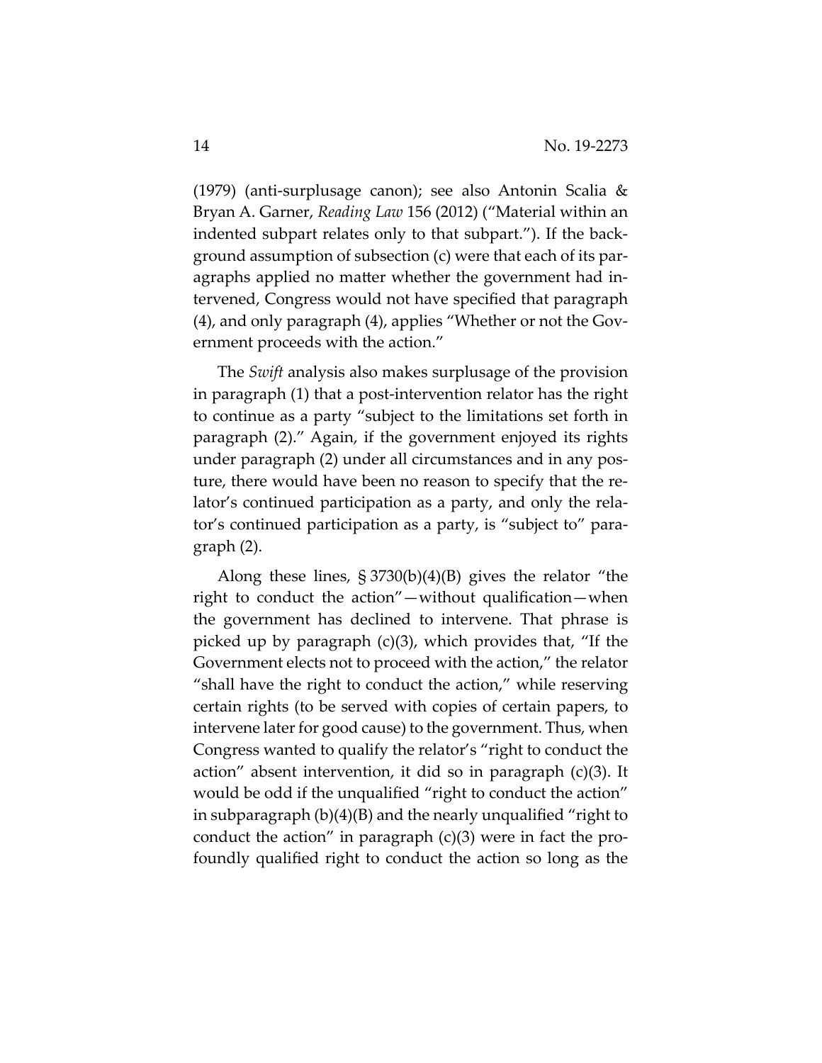(1979) (anti-surplusage canon); see also Antonin Scalia & Bryan A. Garner, *Reading Law* 156 (2012) ("Material within an indented subpart relates only to that subpart."). If the background assumption of subsection (c) were that each of its paragraphs applied no matter whether the government had intervened, Congress would not have specified that paragraph (4), and only paragraph (4), applies "Whether or not the Government proceeds with the action."

The *Swift* analysis also makes surplusage of the provision in paragraph (1) that a post-intervention relator has the right to continue as a party "subject to the limitations set forth in paragraph (2)." Again, if the government enjoyed its rights under paragraph (2) under all circumstances and in any posture, there would have been no reason to specify that the relator's continued participation as a party, and only the relator's continued participation as a party, is "subject to" paragraph (2).

Along these lines, § 3730(b)(4)(B) gives the relator "the right to conduct the action"—without qualification—when the government has declined to intervene. That phrase is picked up by paragraph (c)(3), which provides that, "If the Government elects not to proceed with the action," the relator "shall have the right to conduct the action," while reserving certain rights (to be served with copies of certain papers, to intervene later for good cause) to the government. Thus, when Congress wanted to qualify the relator's "right to conduct the action" absent intervention, it did so in paragraph (c)(3). It would be odd if the unqualified "right to conduct the action" in subparagraph (b)(4)(B) and the nearly unqualified "right to conduct the action" in paragraph (c)(3) were in fact the profoundly qualified right to conduct the action so long as the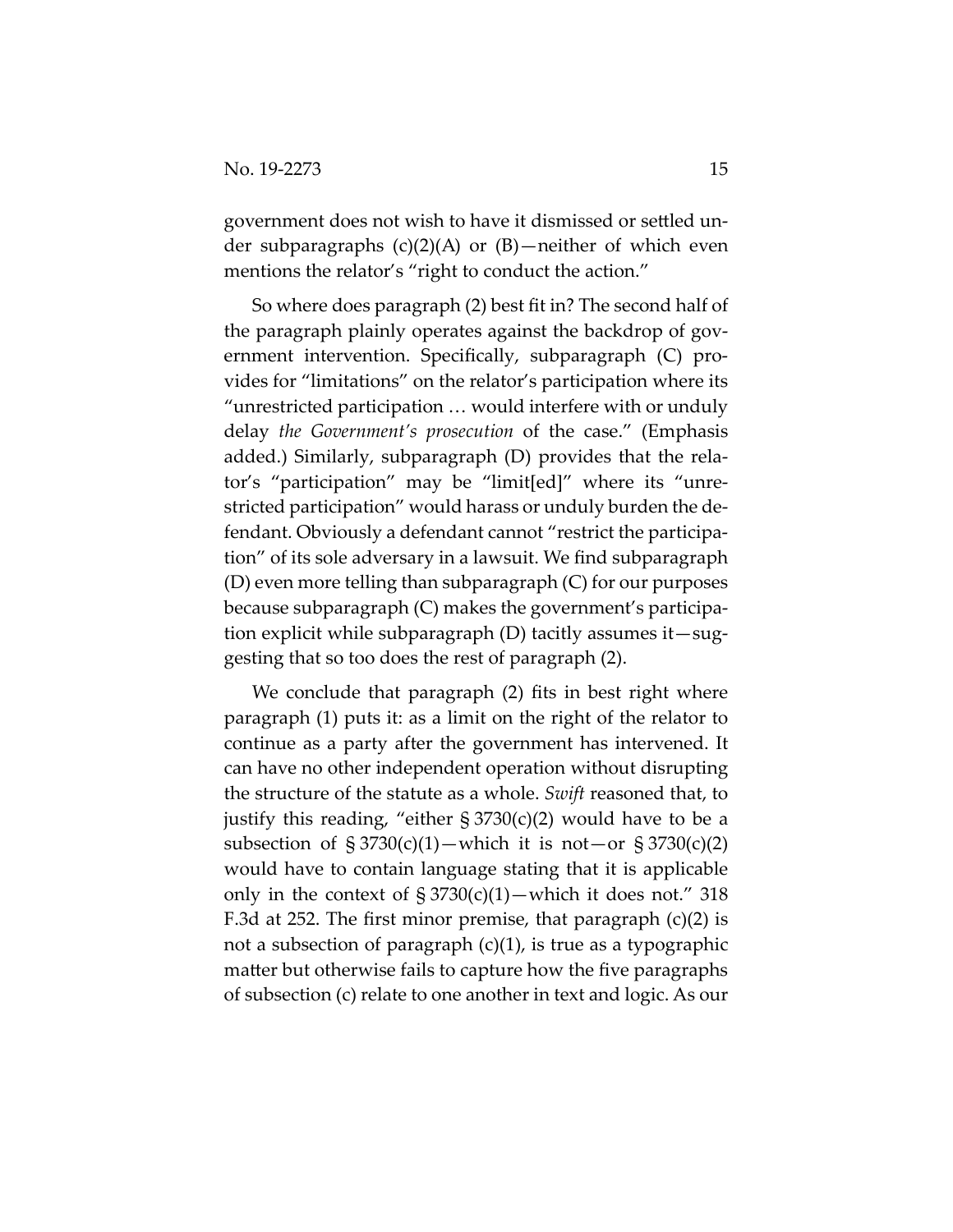government does not wish to have it dismissed or settled under subparagraphs (c)(2)(A) or (B)—neither of which even mentions the relator's "right to conduct the action."

So where does paragraph (2) best fit in? The second half of the paragraph plainly operates against the backdrop of government intervention. Specifically, subparagraph (C) provides for "limitations" on the relator's participation where its "unrestricted participation … would interfere with or unduly delay *the Government's prosecution* of the case." (Emphasis added.) Similarly, subparagraph (D) provides that the relator's "participation" may be "limit[ed]" where its "unrestricted participation" would harass or unduly burden the defendant. Obviously a defendant cannot "restrict the participation" of its sole adversary in a lawsuit. We find subparagraph (D) even more telling than subparagraph (C) for our purposes because subparagraph (C) makes the government's participation explicit while subparagraph (D) tacitly assumes it—suggesting that so too does the rest of paragraph (2).

We conclude that paragraph (2) fits in best right where paragraph (1) puts it: as a limit on the right of the relator to continue as a party after the government has intervened. It can have no other independent operation without disrupting the structure of the statute as a whole. *Swift* reasoned that, to justify this reading, "either § 3730(c)(2) would have to be a subsection of § 3730(c)(1)—which it is not—or § 3730(c)(2) would have to contain language stating that it is applicable only in the context of § 3730(c)(1)—which it does not." 318 F.3d at 252. The first minor premise, that paragraph (c)(2) is not a subsection of paragraph (c)(1), is true as a typographic matter but otherwise fails to capture how the five paragraphs of subsection (c) relate to one another in text and logic. As our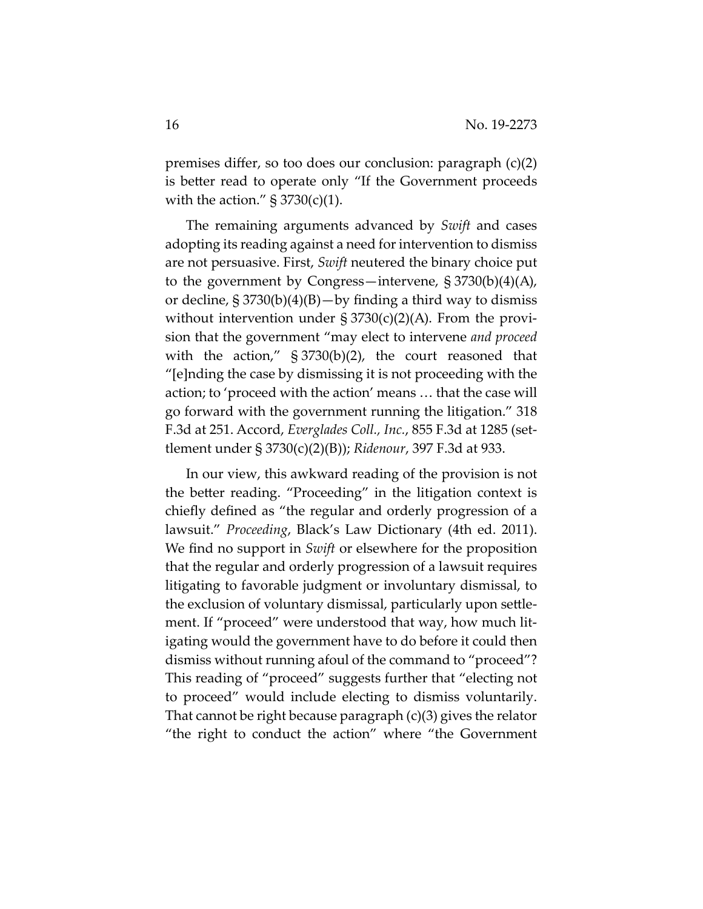premises differ, so too does our conclusion: paragraph (c)(2) is better read to operate only "If the Government proceeds with the action." § 3730(c)(1).

The remaining arguments advanced by *Swift* and cases adopting its reading against a need for intervention to dismiss are not persuasive. First, *Swift* neutered the binary choice put to the government by Congress—intervene, § 3730(b)(4)(A), or decline, § 3730(b)(4)(B)—by finding a third way to dismiss without intervention under § 3730(c)(2)(A). From the provision that the government "may elect to intervene *and proceed* with the action," § 3730(b)(2), the court reasoned that "[e]nding the case by dismissing it is not proceeding with the action; to 'proceed with the action' means … that the case will go forward with the government running the litigation." 318 F.3d at 251. Accord, *Everglades Coll., Inc.*, 855 F.3d at 1285 (settlement under § 3730(c)(2)(B)); *Ridenour*, 397 F.3d at 933.

In our view, this awkward reading of the provision is not the better reading. "Proceeding" in the litigation context is chiefly defined as "the regular and orderly progression of a lawsuit." *Proceeding*, Black's Law Dictionary (4th ed. 2011). We find no support in *Swift* or elsewhere for the proposition that the regular and orderly progression of a lawsuit requires litigating to favorable judgment or involuntary dismissal, to the exclusion of voluntary dismissal, particularly upon settlement. If "proceed" were understood that way, how much litigating would the government have to do before it could then dismiss without running afoul of the command to "proceed"? This reading of "proceed" suggests further that "electing not to proceed" would include electing to dismiss voluntarily. That cannot be right because paragraph (c)(3) gives the relator "the right to conduct the action" where "the Government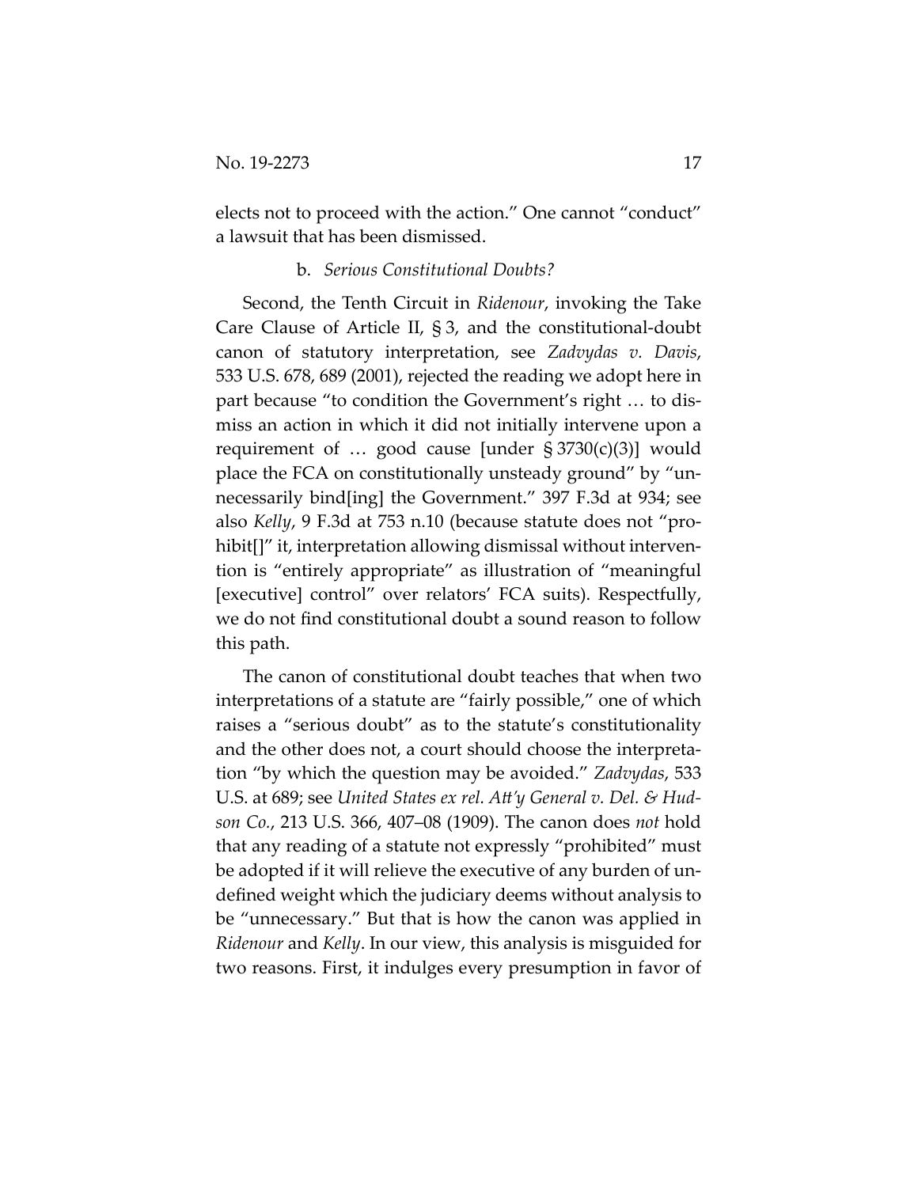elects not to proceed with the action." One cannot "conduct" a lawsuit that has been dismissed.

b. *Serious Constitutional Doubts?*

Second, the Tenth Circuit in *Ridenour*, invoking the Take Care Clause of Article II, § 3, and the constitutional-doubt canon of statutory interpretation, see *Zadvydas v. Davis*, 533 U.S. 678, 689 (2001), rejected the reading we adopt here in part because "to condition the Government's right … to dismiss an action in which it did not initially intervene upon a requirement of … good cause [under § 3730(c)(3)] would place the FCA on constitutionally unsteady ground" by "unnecessarily bind[ing] the Government." 397 F.3d at 934; see also *Kelly*, 9 F.3d at 753 n.10 (because statute does not "prohibit[]" it, interpretation allowing dismissal without intervention is "entirely appropriate" as illustration of "meaningful [executive] control" over relators' FCA suits). Respectfully, we do not find constitutional doubt a sound reason to follow this path.

The canon of constitutional doubt teaches that when two interpretations of a statute are "fairly possible," one of which raises a "serious doubt" as to the statute's constitutionality and the other does not, a court should choose the interpretation "by which the question may be avoided." *Zadvydas*, 533 U.S. at 689; see *United States ex rel. Att'y General v. Del. & Hudson Co.*, 213 U.S. 366, 407–08 (1909). The canon does *not* hold that any reading of a statute not expressly "prohibited" must be adopted if it will relieve the executive of any burden of undefined weight which the judiciary deems without analysis to be "unnecessary." But that is how the canon was applied in *Ridenour* and *Kelly*. In our view, this analysis is misguided for two reasons. First, it indulges every presumption in favor of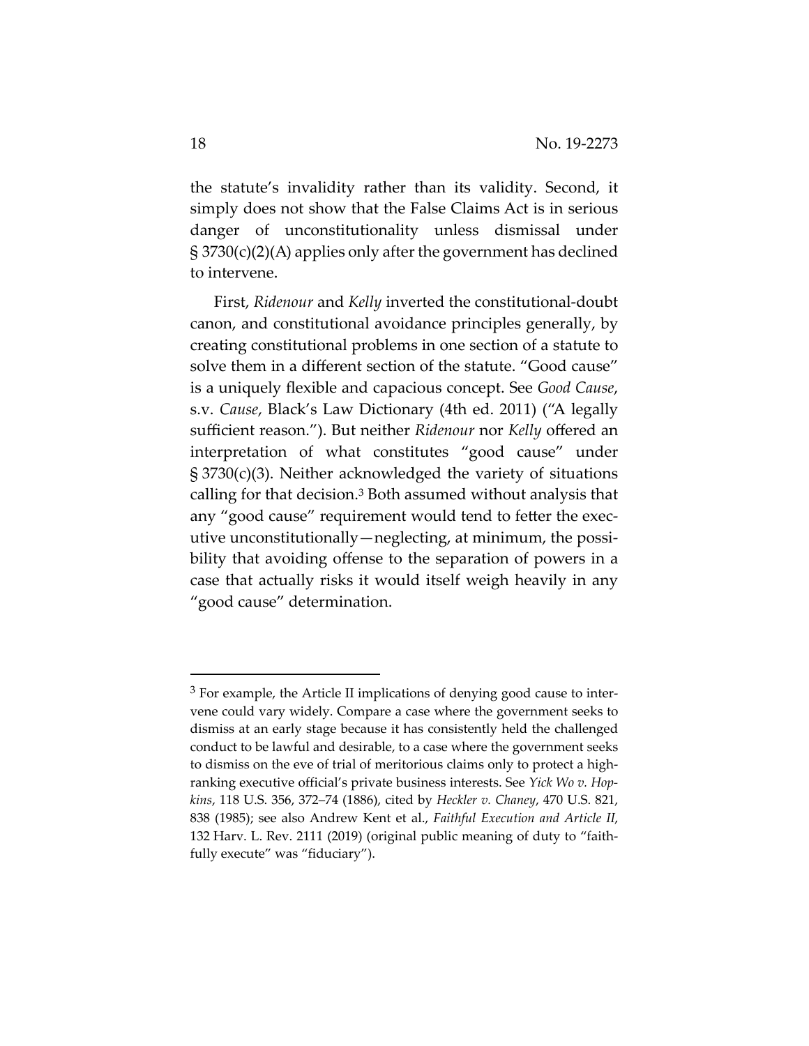the statute's invalidity rather than its validity. Second, it simply does not show that the False Claims Act is in serious danger of unconstitutionality unless dismissal under § 3730(c)(2)(A) applies only after the government has declined to intervene.

First, *Ridenour* and *Kelly* inverted the constitutional-doubt canon, and constitutional avoidance principles generally, by creating constitutional problems in one section of a statute to solve them in a different section of the statute. "Good cause" is a uniquely flexible and capacious concept. See *Good Cause*, s.v. *Cause*, Black's Law Dictionary (4th ed. 2011) ("A legally sufficient reason."). But neither *Ridenour* nor *Kelly* offered an interpretation of what constitutes "good cause" under § 3730(c)(3). Neither acknowledged the variety of situations calling for that decision.[3] Both assumed without analysis that any "good cause" requirement would tend to fetter the executive unconstitutionally—neglecting, at minimum, the possibility that avoiding offense to the separation of powers in a case that actually risks it would itself weigh heavily in any "good cause" determination.

---

[3] For example, the Article II implications of denying good cause to intervene could vary widely. Compare a case where the government seeks to dismiss at an early stage because it has consistently held the challenged conduct to be lawful and desirable, to a case where the government seeks to dismiss on the eve of trial of meritorious claims only to protect a high-ranking executive official's private business interests. See *Yick Wo v. Hopkins*, 118 U.S. 356, 372–74 (1886), cited by *Heckler v. Chaney*, 470 U.S. 821, 838 (1985); see also Andrew Kent et al., *Faithful Execution and Article II*, 132 Harv. L. Rev. 2111 (2019) (original public meaning of duty to "faithfully execute" was "fiduciary").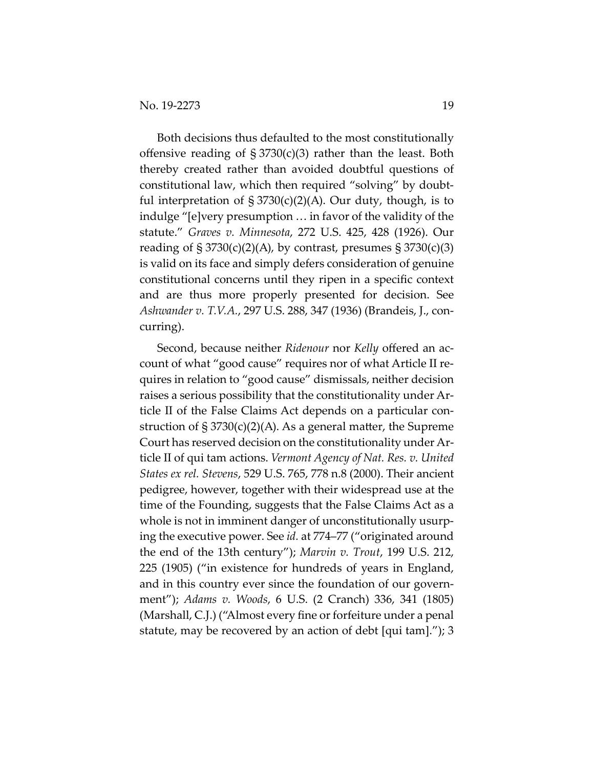Both decisions thus defaulted to the most constitutionally offensive reading of § 3730(c)(3) rather than the least. Both thereby created rather than avoided doubtful questions of constitutional law, which then required "solving" by doubtful interpretation of § 3730(c)(2)(A). Our duty, though, is to indulge "[e]very presumption … in favor of the validity of the statute." *Graves v. Minnesota*, 272 U.S. 425, 428 (1926). Our reading of § 3730(c)(2)(A), by contrast, presumes § 3730(c)(3) is valid on its face and simply defers consideration of genuine constitutional concerns until they ripen in a specific context and are thus more properly presented for decision. See *Ashwander v. T.V.A.*, 297 U.S. 288, 347 (1936) (Brandeis, J., concurring).

Second, because neither *Ridenour* nor *Kelly* offered an account of what "good cause" requires nor of what Article II requires in relation to "good cause" dismissals, neither decision raises a serious possibility that the constitutionality under Article II of the False Claims Act depends on a particular construction of § 3730(c)(2)(A). As a general matter, the Supreme Court has reserved decision on the constitutionality under Article II of qui tam actions. *Vermont Agency of Nat. Res. v. United States ex rel. Stevens*, 529 U.S. 765, 778 n.8 (2000). Their ancient pedigree, however, together with their widespread use at the time of the Founding, suggests that the False Claims Act as a whole is not in imminent danger of unconstitutionally usurping the executive power. See *id.* at 774–77 ("originated around the end of the 13th century"); *Marvin v. Trout*, 199 U.S. 212, 225 (1905) ("in existence for hundreds of years in England, and in this country ever since the foundation of our government"); *Adams v. Woods*, 6 U.S. (2 Cranch) 336, 341 (1805) (Marshall, C.J.) ("Almost every fine or forfeiture under a penal statute, may be recovered by an action of debt [qui tam]."); 3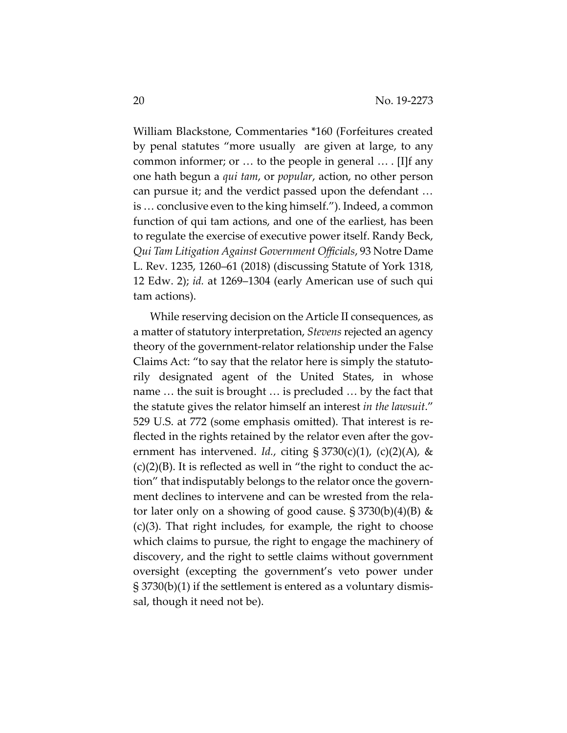William Blackstone, Commentaries *160 (Forfeitures created by penal statutes "more usually are given at large, to any common informer; or … to the people in general … . [I]f any one hath begun a *qui tam*, or *popular*, action, no other person can pursue it; and the verdict passed upon the defendant … is … conclusive even to the king himself."). Indeed, a common function of qui tam actions, and one of the earliest, has been to regulate the exercise of executive power itself. Randy Beck, *Qui Tam Litigation Against Government Officials*, 93 Notre Dame L. Rev. 1235, 1260–61 (2018) (discussing Statute of York 1318, 12 Edw. 2); *id.* at 1269–1304 (early American use of such qui tam actions).

While reserving decision on the Article II consequences, as a matter of statutory interpretation, *Stevens* rejected an agency theory of the government-relator relationship under the False Claims Act: "to say that the relator here is simply the statutorily designated agent of the United States, in whose name … the suit is brought … is precluded … by the fact that the statute gives the relator himself an interest *in the lawsuit*." 529 U.S. at 772 (some emphasis omitted). That interest is reflected in the rights retained by the relator even after the government has intervened. *Id.*, citing § 3730(c)(1), (c)(2)(A), & (c)(2)(B). It is reflected as well in "the right to conduct the action" that indisputably belongs to the relator once the government declines to intervene and can be wrested from the relator later only on a showing of good cause. § 3730(b)(4)(B) & (c)(3). That right includes, for example, the right to choose which claims to pursue, the right to engage the machinery of discovery, and the right to settle claims without government oversight (excepting the government's veto power under § 3730(b)(1) if the settlement is entered as a voluntary dismissal, though it need not be).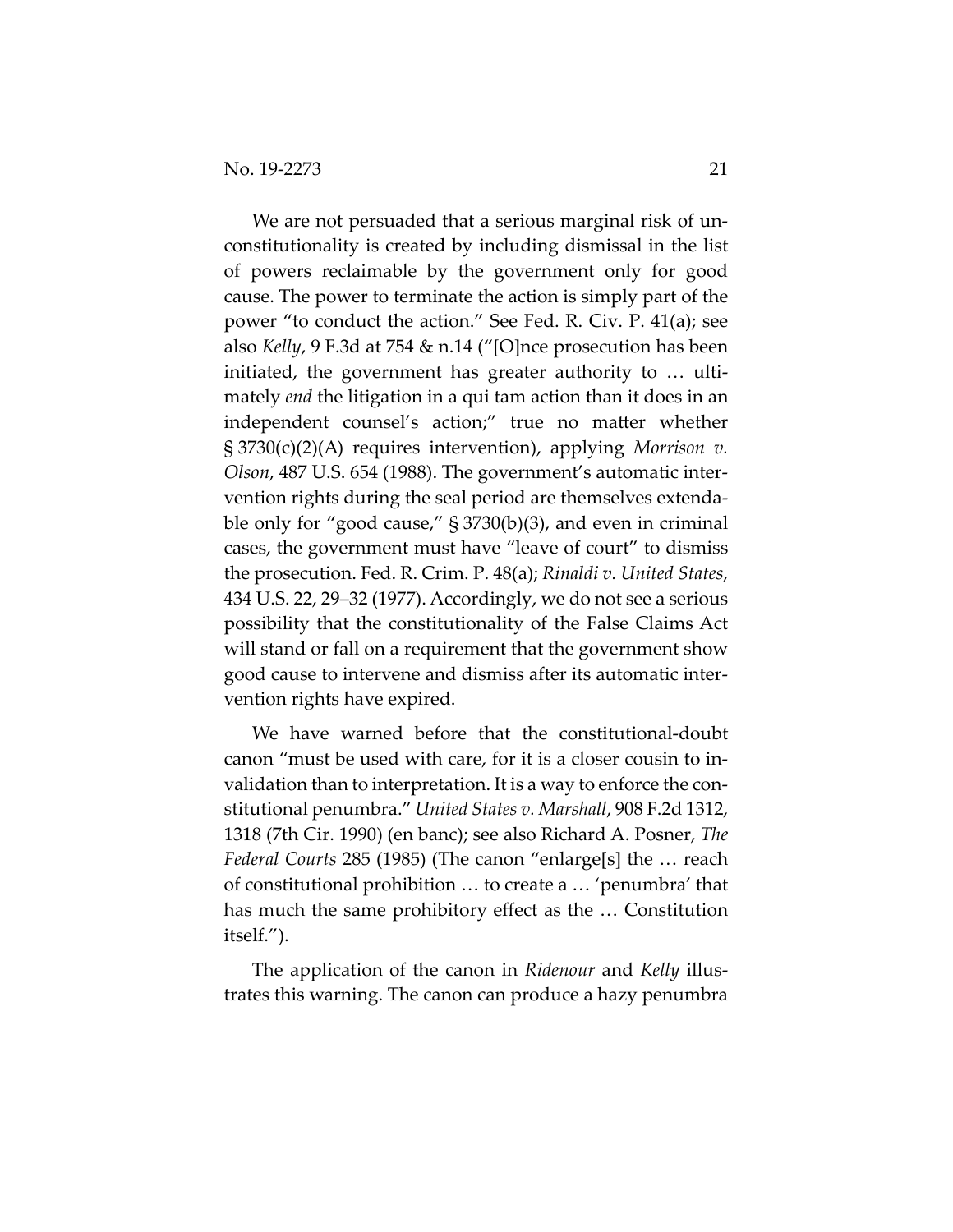We are not persuaded that a serious marginal risk of unconstitutionality is created by including dismissal in the list of powers reclaimable by the government only for good cause. The power to terminate the action is simply part of the power "to conduct the action." See Fed. R. Civ. P. 41(a); see also *Kelly*, 9 F.3d at 754 & n.14 ("[O]nce prosecution has been initiated, the government has greater authority to … ultimately *end* the litigation in a qui tam action than it does in an independent counsel's action;" true no matter whether § 3730(c)(2)(A) requires intervention), applying *Morrison v. Olson*, 487 U.S. 654 (1988). The government's automatic intervention rights during the seal period are themselves extendable only for "good cause," § 3730(b)(3), and even in criminal cases, the government must have "leave of court" to dismiss the prosecution. Fed. R. Crim. P. 48(a); *Rinaldi v. United States*, 434 U.S. 22, 29–32 (1977). Accordingly, we do not see a serious possibility that the constitutionality of the False Claims Act will stand or fall on a requirement that the government show good cause to intervene and dismiss after its automatic intervention rights have expired.

We have warned before that the constitutional-doubt canon "must be used with care, for it is a closer cousin to invalidation than to interpretation. It is a way to enforce the constitutional penumbra." *United States v. Marshall*, 908 F.2d 1312, 1318 (7th Cir. 1990) (en banc); see also Richard A. Posner, *The Federal Courts* 285 (1985) (The canon "enlarge[s] the … reach of constitutional prohibition … to create a … 'penumbra' that has much the same prohibitory effect as the … Constitution itself.").

The application of the canon in *Ridenour* and *Kelly* illustrates this warning. The canon can produce a hazy penumbra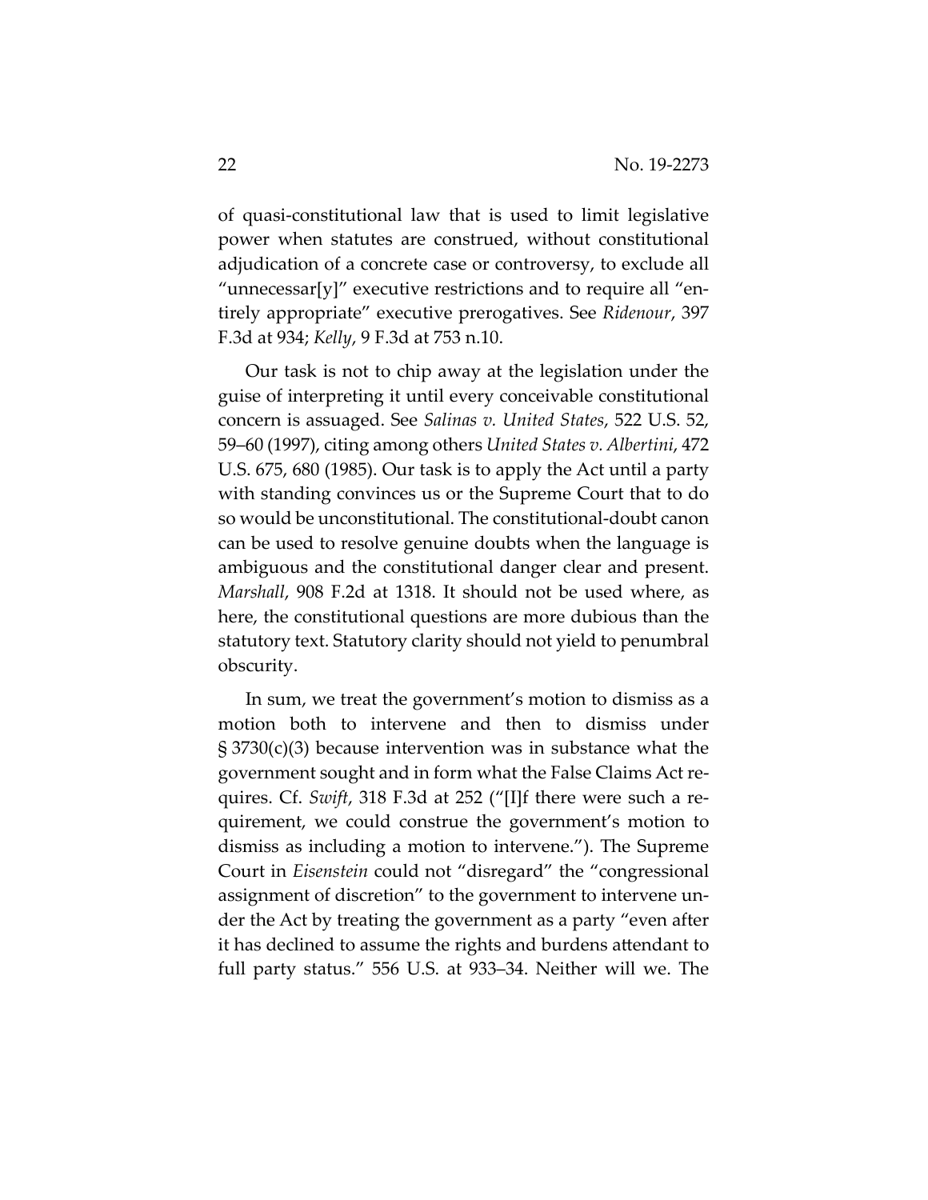of quasi-constitutional law that is used to limit legislative power when statutes are construed, without constitutional adjudication of a concrete case or controversy, to exclude all "unnecessar[y]" executive restrictions and to require all "entirely appropriate" executive prerogatives. See *Ridenour*, 397 F.3d at 934; *Kelly*, 9 F.3d at 753 n.10.

Our task is not to chip away at the legislation under the guise of interpreting it until every conceivable constitutional concern is assuaged. See *Salinas v. United States*, 522 U.S. 52, 59–60 (1997), citing among others *United States v. Albertini*, 472 U.S. 675, 680 (1985). Our task is to apply the Act until a party with standing convinces us or the Supreme Court that to do so would be unconstitutional. The constitutional-doubt canon can be used to resolve genuine doubts when the language is ambiguous and the constitutional danger clear and present. *Marshall*, 908 F.2d at 1318. It should not be used where, as here, the constitutional questions are more dubious than the statutory text. Statutory clarity should not yield to penumbral obscurity.

In sum, we treat the government's motion to dismiss as a motion both to intervene and then to dismiss under § 3730(c)(3) because intervention was in substance what the government sought and in form what the False Claims Act requires. Cf. *Swift*, 318 F.3d at 252 ("[I]f there were such a requirement, we could construe the government's motion to dismiss as including a motion to intervene."). The Supreme Court in *Eisenstein* could not "disregard" the "congressional assignment of discretion" to the government to intervene under the Act by treating the government as a party "even after it has declined to assume the rights and burdens attendant to full party status." 556 U.S. at 933–34. Neither will we. The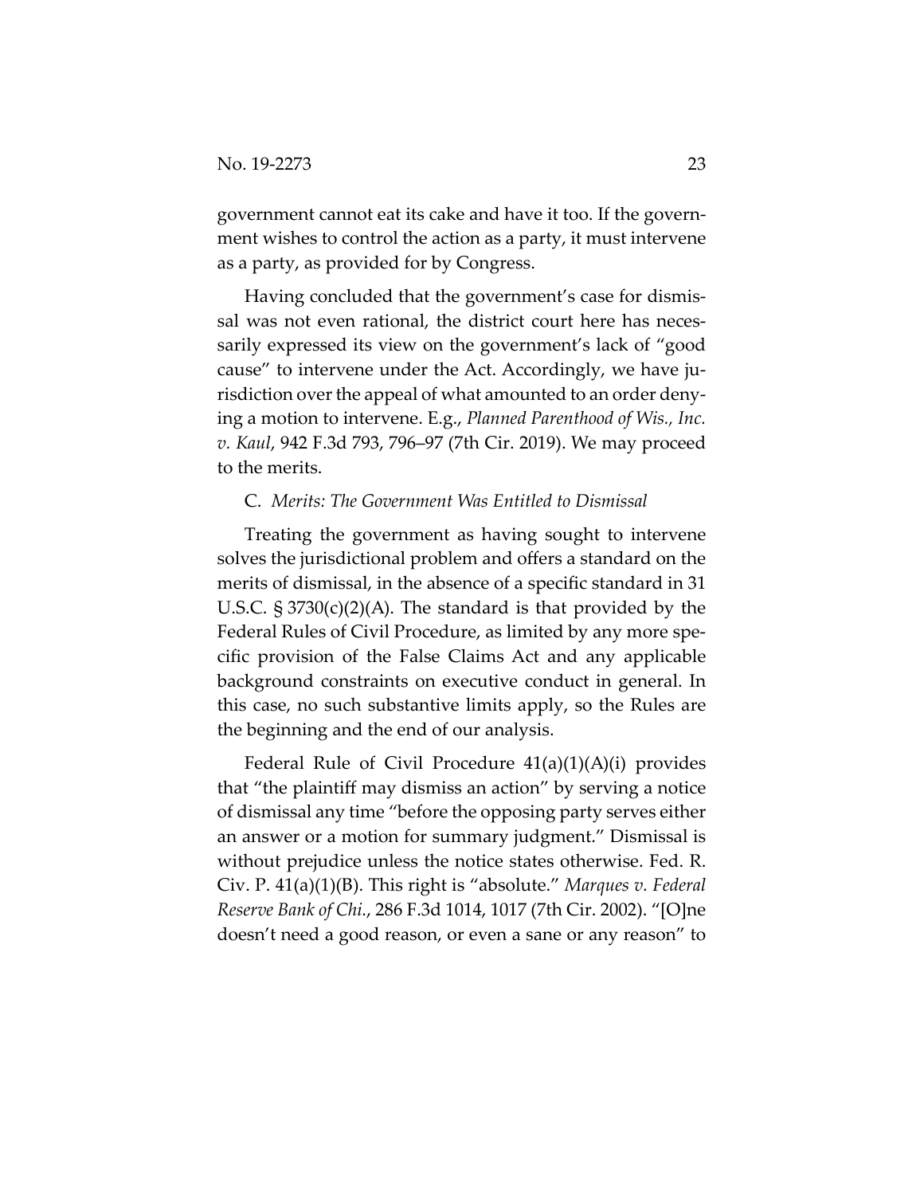government cannot eat its cake and have it too. If the government wishes to control the action as a party, it must intervene as a party, as provided for by Congress.

Having concluded that the government's case for dismissal was not even rational, the district court here has necessarily expressed its view on the government's lack of "good cause" to intervene under the Act. Accordingly, we have jurisdiction over the appeal of what amounted to an order denying a motion to intervene. E.g., *Planned Parenthood of Wis., Inc. v. Kaul*, 942 F.3d 793, 796–97 (7th Cir. 2019). We may proceed to the merits.

C. *Merits: The Government Was Entitled to Dismissal*

Treating the government as having sought to intervene solves the jurisdictional problem and offers a standard on the merits of dismissal, in the absence of a specific standard in 31 U.S.C. § 3730(c)(2)(A). The standard is that provided by the Federal Rules of Civil Procedure, as limited by any more specific provision of the False Claims Act and any applicable background constraints on executive conduct in general. In this case, no such substantive limits apply, so the Rules are the beginning and the end of our analysis.

Federal Rule of Civil Procedure 41(a)(1)(A)(i) provides that "the plaintiff may dismiss an action" by serving a notice of dismissal any time "before the opposing party serves either an answer or a motion for summary judgment." Dismissal is without prejudice unless the notice states otherwise. Fed. R. Civ. P. 41(a)(1)(B). This right is "absolute." *Marques v. Federal Reserve Bank of Chi.*, 286 F.3d 1014, 1017 (7th Cir. 2002). "[O]ne doesn't need a good reason, or even a sane or any reason" to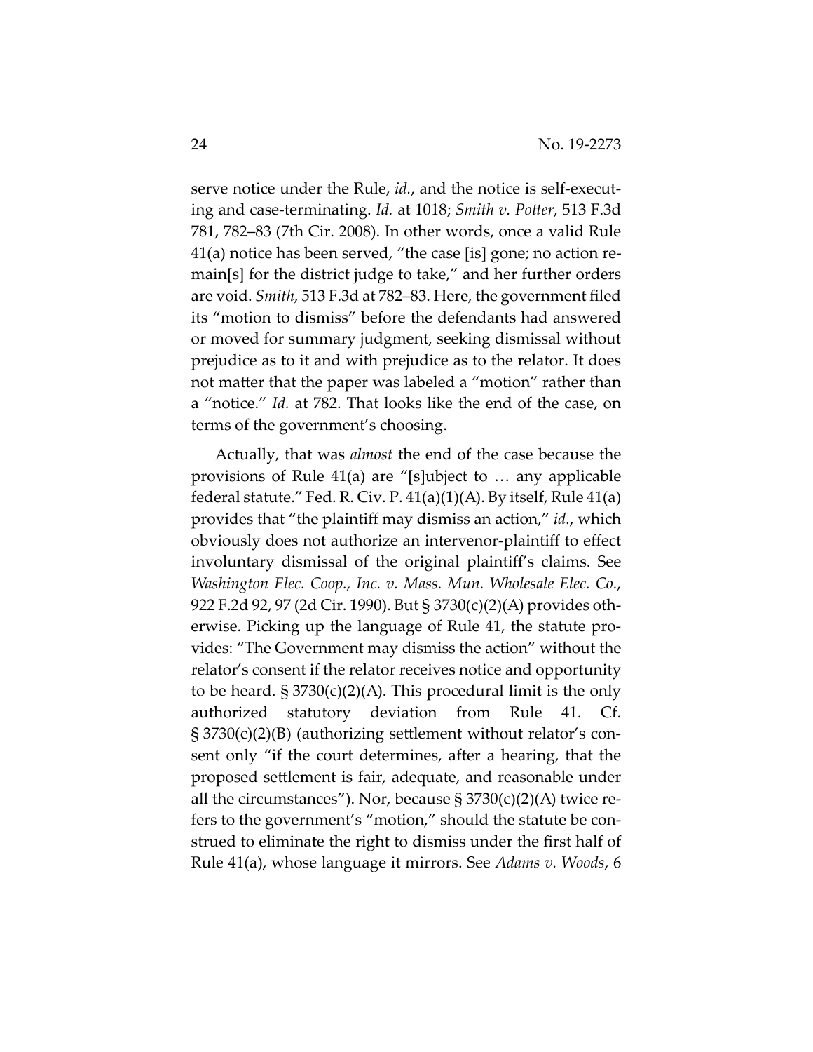serve notice under the Rule, *id.*, and the notice is self-executing and case-terminating. *Id.* at 1018; *Smith v. Potter*, 513 F.3d 781, 782–83 (7th Cir. 2008). In other words, once a valid Rule 41(a) notice has been served, "the case [is] gone; no action remain[s] for the district judge to take," and her further orders are void. *Smith*, 513 F.3d at 782–83. Here, the government filed its "motion to dismiss" before the defendants had answered or moved for summary judgment, seeking dismissal without prejudice as to it and with prejudice as to the relator. It does not matter that the paper was labeled a "motion" rather than a "notice." *Id.* at 782. That looks like the end of the case, on terms of the government's choosing.

Actually, that was *almost* the end of the case because the provisions of Rule 41(a) are "[s]ubject to … any applicable federal statute." Fed. R. Civ. P. 41(a)(1)(A). By itself, Rule 41(a) provides that "the plaintiff may dismiss an action," *id.*, which obviously does not authorize an intervenor-plaintiff to effect involuntary dismissal of the original plaintiff's claims. See *Washington Elec. Coop., Inc. v. Mass. Mun. Wholesale Elec. Co.*, 922 F.2d 92, 97 (2d Cir. 1990). But § 3730(c)(2)(A) provides otherwise. Picking up the language of Rule 41, the statute provides: "The Government may dismiss the action" without the relator's consent if the relator receives notice and opportunity to be heard. § 3730(c)(2)(A). This procedural limit is the only authorized statutory deviation from Rule 41. Cf. § 3730(c)(2)(B) (authorizing settlement without relator's consent only "if the court determines, after a hearing, that the proposed settlement is fair, adequate, and reasonable under all the circumstances"). Nor, because § 3730(c)(2)(A) twice refers to the government's "motion," should the statute be construed to eliminate the right to dismiss under the first half of Rule 41(a), whose language it mirrors. See *Adams v. Woods*, 6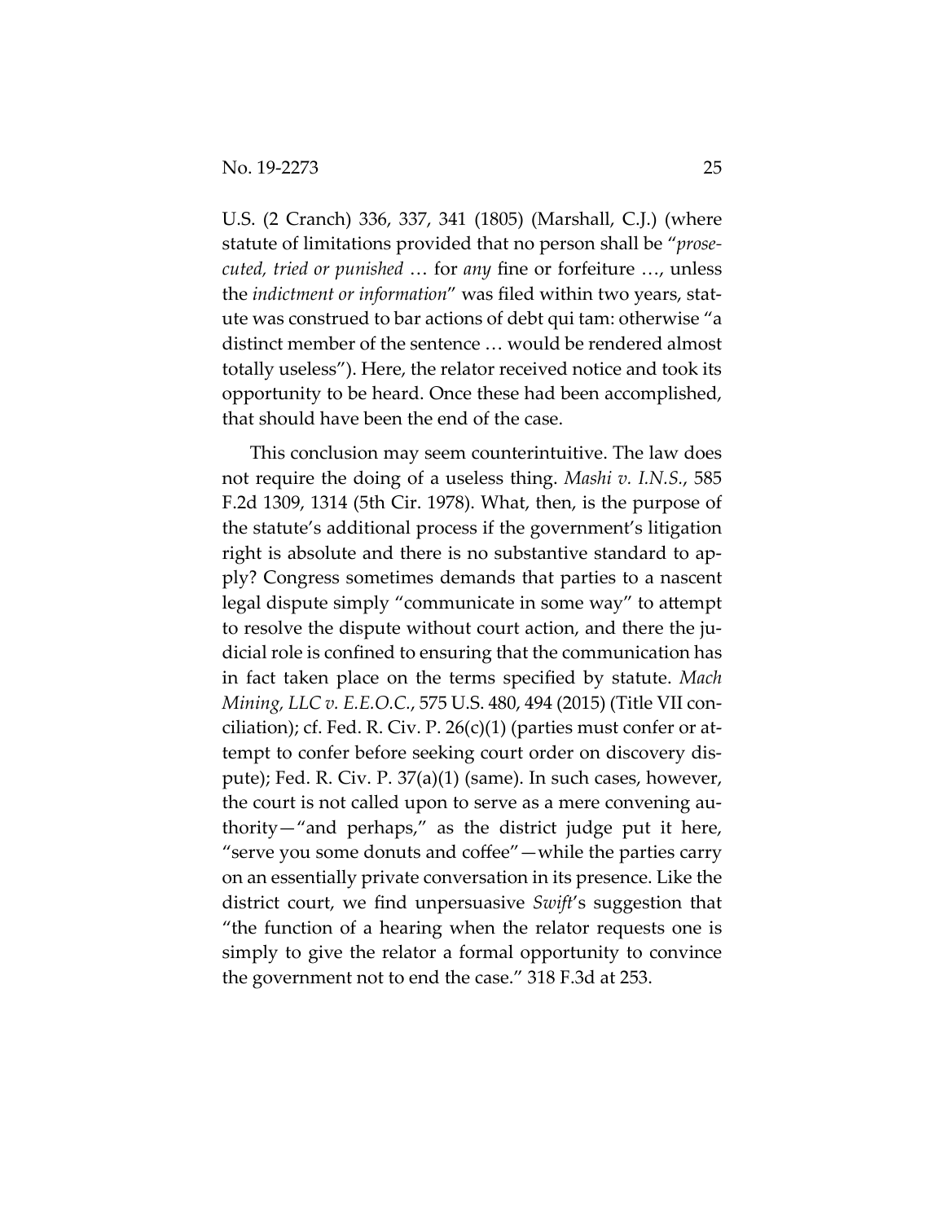U.S. (2 Cranch) 336, 337, 341 (1805) (Marshall, C.J.) (where statute of limitations provided that no person shall be "*prosecuted, tried or punished* … for *any* fine or forfeiture …, unless the *indictment or information*" was filed within two years, statute was construed to bar actions of debt qui tam: otherwise "a distinct member of the sentence … would be rendered almost totally useless"). Here, the relator received notice and took its opportunity to be heard. Once these had been accomplished, that should have been the end of the case.

This conclusion may seem counterintuitive. The law does not require the doing of a useless thing. *Mashi v. I.N.S.*, 585 F.2d 1309, 1314 (5th Cir. 1978). What, then, is the purpose of the statute's additional process if the government's litigation right is absolute and there is no substantive standard to apply? Congress sometimes demands that parties to a nascent legal dispute simply "communicate in some way" to attempt to resolve the dispute without court action, and there the judicial role is confined to ensuring that the communication has in fact taken place on the terms specified by statute. *Mach Mining, LLC v. E.E.O.C.*, 575 U.S. 480, 494 (2015) (Title VII conciliation); cf. Fed. R. Civ. P. 26(c)(1) (parties must confer or attempt to confer before seeking court order on discovery dispute); Fed. R. Civ. P. 37(a)(1) (same). In such cases, however, the court is not called upon to serve as a mere convening authority—"and perhaps," as the district judge put it here, "serve you some donuts and coffee"—while the parties carry on an essentially private conversation in its presence. Like the district court, we find unpersuasive *Swift*'s suggestion that "the function of a hearing when the relator requests one is simply to give the relator a formal opportunity to convince the government not to end the case." 318 F.3d at 253.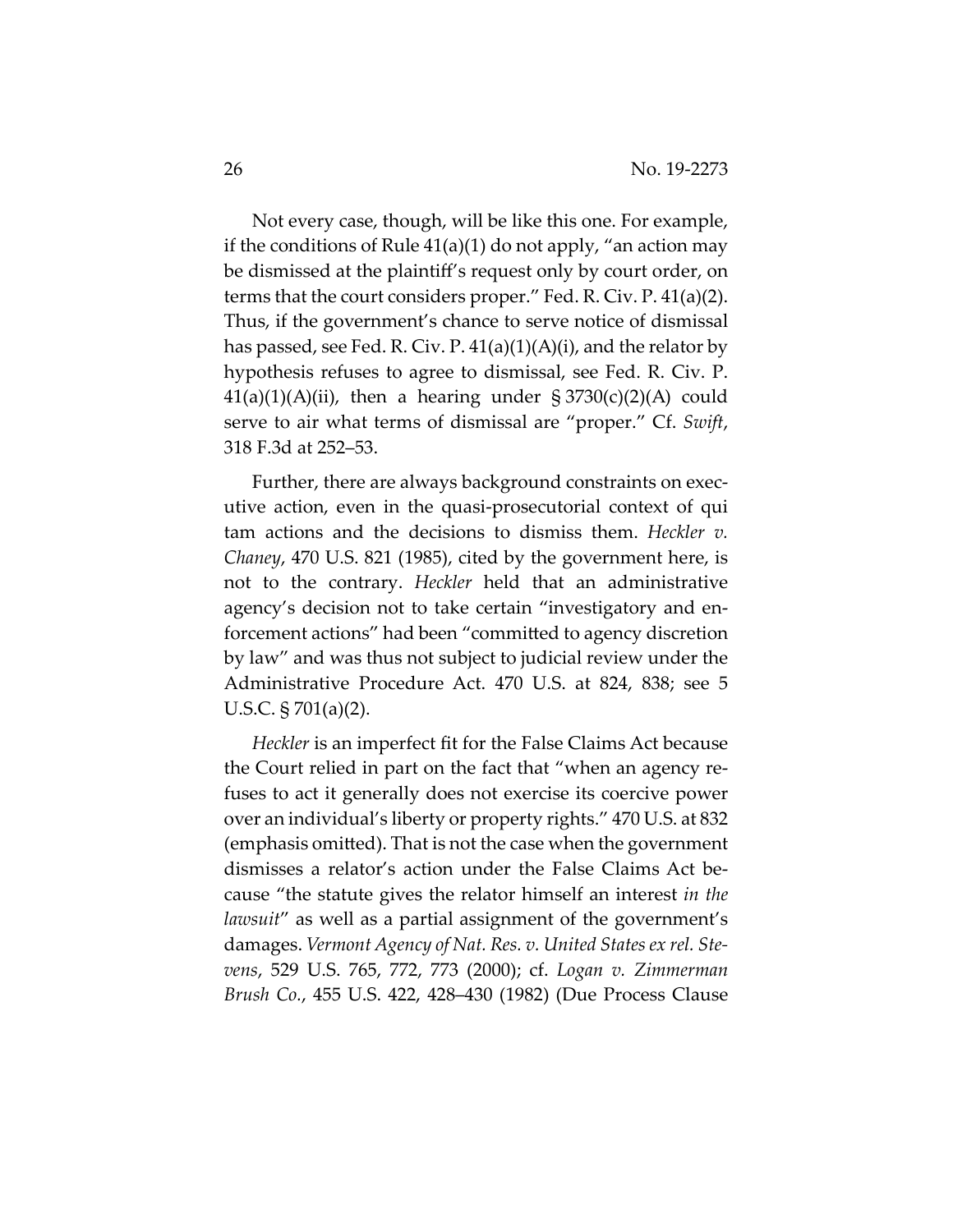Not every case, though, will be like this one. For example, if the conditions of Rule 41(a)(1) do not apply, "an action may be dismissed at the plaintiff's request only by court order, on terms that the court considers proper." Fed. R. Civ. P. 41(a)(2). Thus, if the government's chance to serve notice of dismissal has passed, see Fed. R. Civ. P. 41(a)(1)(A)(i), and the relator by hypothesis refuses to agree to dismissal, see Fed. R. Civ. P. 41(a)(1)(A)(ii), then a hearing under § 3730(c)(2)(A) could serve to air what terms of dismissal are "proper." Cf. *Swift*, 318 F.3d at 252–53.

Further, there are always background constraints on executive action, even in the quasi-prosecutorial context of qui tam actions and the decisions to dismiss them. *Heckler v. Chaney*, 470 U.S. 821 (1985), cited by the government here, is not to the contrary. *Heckler* held that an administrative agency's decision not to take certain "investigatory and enforcement actions" had been "committed to agency discretion by law" and was thus not subject to judicial review under the Administrative Procedure Act. 470 U.S. at 824, 838; see 5 U.S.C. § 701(a)(2).

*Heckler* is an imperfect fit for the False Claims Act because the Court relied in part on the fact that "when an agency refuses to act it generally does not exercise its coercive power over an individual's liberty or property rights." 470 U.S. at 832 (emphasis omitted). That is not the case when the government dismisses a relator's action under the False Claims Act because "the statute gives the relator himself an interest *in the lawsuit*" as well as a partial assignment of the government's damages. *Vermont Agency of Nat. Res. v. United States ex rel. Stevens*, 529 U.S. 765, 772, 773 (2000); cf. *Logan v. Zimmerman Brush Co.*, 455 U.S. 422, 428–430 (1982) (Due Process Clause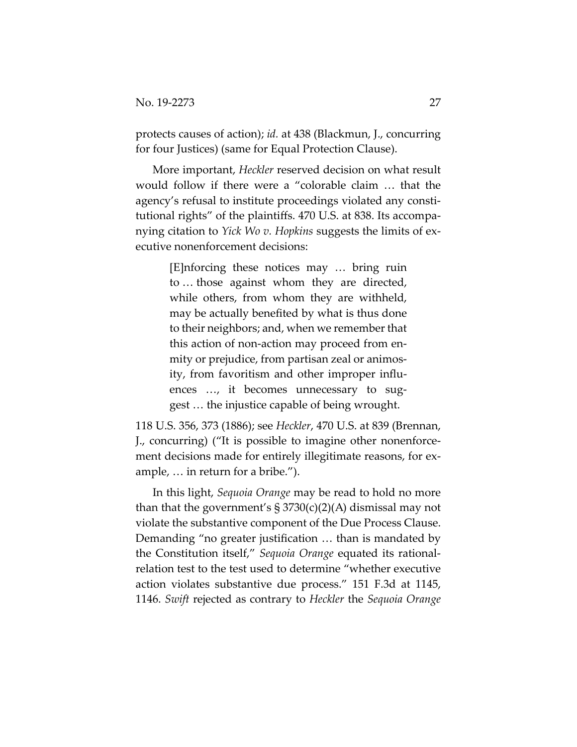protects causes of action); *id.* at 438 (Blackmun, J., concurring for four Justices) (same for Equal Protection Clause).

More important, *Heckler* reserved decision on what result would follow if there were a "colorable claim … that the agency's refusal to institute proceedings violated any constitutional rights" of the plaintiffs. 470 U.S. at 838. Its accompanying citation to *Yick Wo v. Hopkins* suggests the limits of executive nonenforcement decisions:

> [E]nforcing these notices may … bring ruin to … those against whom they are directed, while others, from whom they are withheld, may be actually benefited by what is thus done to their neighbors; and, when we remember that this action of non-action may proceed from enmity or prejudice, from partisan zeal or animosity, from favoritism and other improper influences …, it becomes unnecessary to suggest … the injustice capable of being wrought.

118 U.S. 356, 373 (1886); see *Heckler*, 470 U.S. at 839 (Brennan, J., concurring) ("It is possible to imagine other nonenforcement decisions made for entirely illegitimate reasons, for example, … in return for a bribe.").

In this light, *Sequoia Orange* may be read to hold no more than that the government's § 3730(c)(2)(A) dismissal may not violate the substantive component of the Due Process Clause. Demanding "no greater justification … than is mandated by the Constitution itself," *Sequoia Orange* equated its rational-relation test to the test used to determine "whether executive action violates substantive due process." 151 F.3d at 1145, 1146. *Swift* rejected as contrary to *Heckler* the *Sequoia Orange*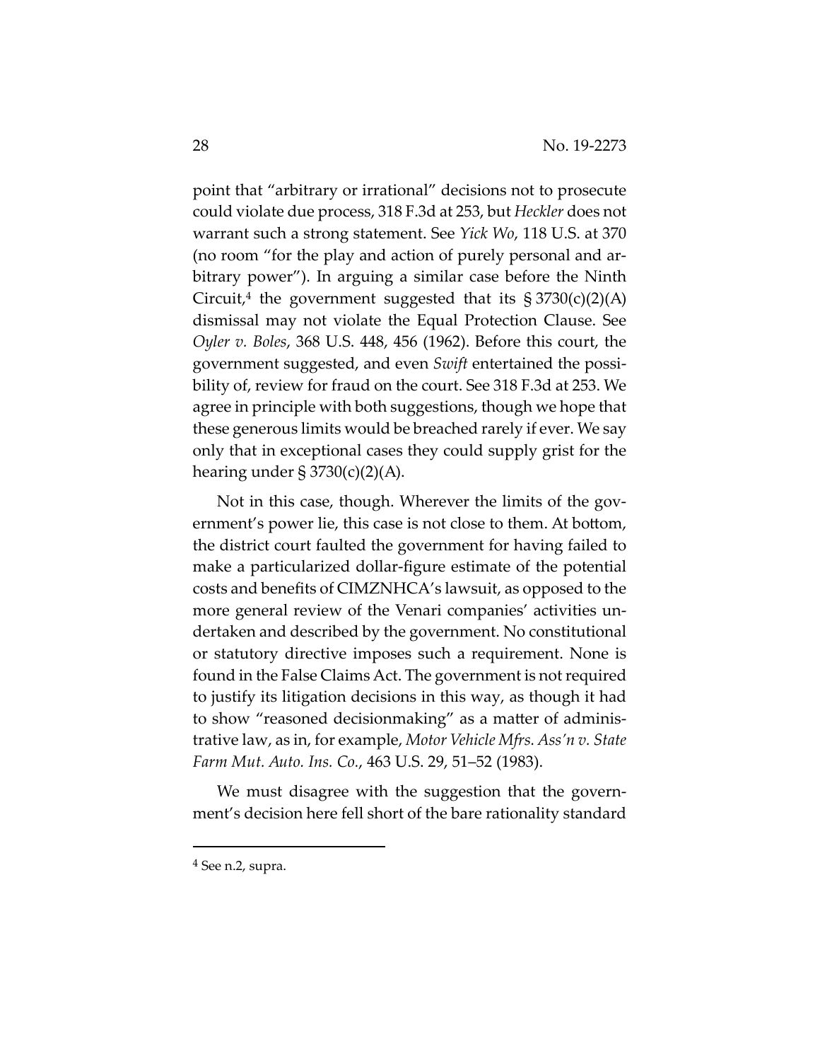point that "arbitrary or irrational" decisions not to prosecute could violate due process, 318 F.3d at 253, but *Heckler* does not warrant such a strong statement. See *Yick Wo*, 118 U.S. at 370 (no room "for the play and action of purely personal and arbitrary power"). In arguing a similar case before the Ninth Circuit,[4] the government suggested that its § 3730(c)(2)(A) dismissal may not violate the Equal Protection Clause. See *Oyler v. Boles*, 368 U.S. 448, 456 (1962). Before this court, the government suggested, and even *Swift* entertained the possibility of, review for fraud on the court. See 318 F.3d at 253. We agree in principle with both suggestions, though we hope that these generous limits would be breached rarely if ever. We say only that in exceptional cases they could supply grist for the hearing under § 3730(c)(2)(A).

Not in this case, though. Wherever the limits of the government's power lie, this case is not close to them. At bottom, the district court faulted the government for having failed to make a particularized dollar-figure estimate of the potential costs and benefits of CIMZNHCA's lawsuit, as opposed to the more general review of the Venari companies' activities undertaken and described by the government. No constitutional or statutory directive imposes such a requirement. None is found in the False Claims Act. The government is not required to justify its litigation decisions in this way, as though it had to show "reasoned decisionmaking" as a matter of administrative law, as in, for example, *Motor Vehicle Mfrs. Ass'n v. State Farm Mut. Auto. Ins. Co.*, 463 U.S. 29, 51–52 (1983).

We must disagree with the suggestion that the government's decision here fell short of the bare rationality standard

[4] See n.2, supra.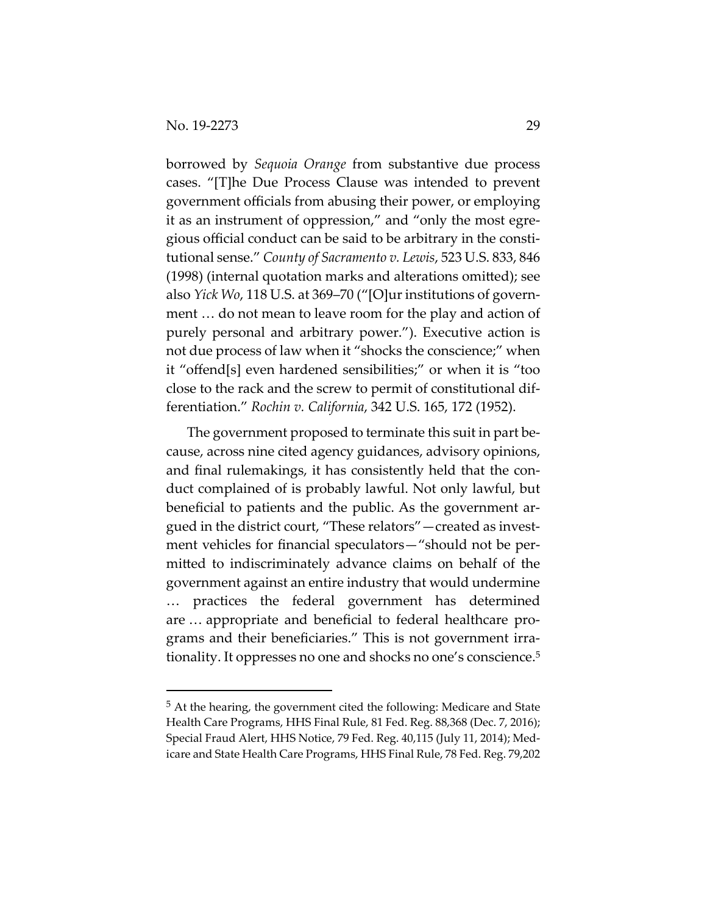borrowed by *Sequoia Orange* from substantive due process cases. "[T]he Due Process Clause was intended to prevent government officials from abusing their power, or employing it as an instrument of oppression," and "only the most egregious official conduct can be said to be arbitrary in the constitutional sense." *County of Sacramento v. Lewis*, 523 U.S. 833, 846 (1998) (internal quotation marks and alterations omitted); see also *Yick Wo*, 118 U.S. at 369–70 ("[O]ur institutions of government … do not mean to leave room for the play and action of purely personal and arbitrary power."). Executive action is not due process of law when it "shocks the conscience;" when it "offend[s] even hardened sensibilities;" or when it is "too close to the rack and the screw to permit of constitutional differentiation." *Rochin v. California*, 342 U.S. 165, 172 (1952).

The government proposed to terminate this suit in part because, across nine cited agency guidances, advisory opinions, and final rulemakings, it has consistently held that the conduct complained of is probably lawful. Not only lawful, but beneficial to patients and the public. As the government argued in the district court, "These relators"—created as investment vehicles for financial speculators—"should not be permitted to indiscriminately advance claims on behalf of the government against an entire industry that would undermine … practices the federal government has determined are … appropriate and beneficial to federal healthcare programs and their beneficiaries." This is not government irrationality. It oppresses no one and shocks no one's conscience.[5]

---

[5] At the hearing, the government cited the following: Medicare and State Health Care Programs, HHS Final Rule, 81 Fed. Reg. 88,368 (Dec. 7, 2016); Special Fraud Alert, HHS Notice, 79 Fed. Reg. 40,115 (July 11, 2014); Medicare and State Health Care Programs, HHS Final Rule, 78 Fed. Reg. 79,202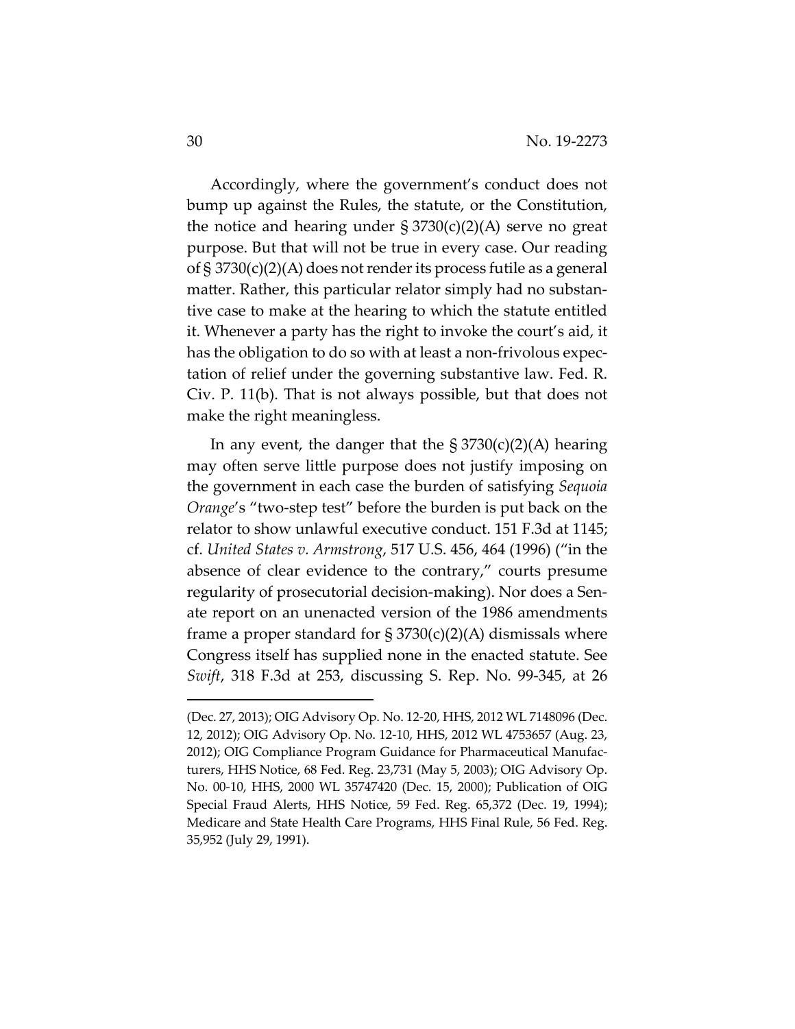Accordingly, where the government's conduct does not bump up against the Rules, the statute, or the Constitution, the notice and hearing under § 3730(c)(2)(A) serve no great purpose. But that will not be true in every case. Our reading of § 3730(c)(2)(A) does not render its process futile as a general matter. Rather, this particular relator simply had no substantive case to make at the hearing to which the statute entitled it. Whenever a party has the right to invoke the court's aid, it has the obligation to do so with at least a non-frivolous expectation of relief under the governing substantive law. Fed. R. Civ. P. 11(b). That is not always possible, but that does not make the right meaningless.

In any event, the danger that the § 3730(c)(2)(A) hearing may often serve little purpose does not justify imposing on the government in each case the burden of satisfying *Sequoia Orange*'s "two-step test" before the burden is put back on the relator to show unlawful executive conduct. 151 F.3d at 1145; cf. *United States v. Armstrong*, 517 U.S. 456, 464 (1996) ("in the absence of clear evidence to the contrary," courts presume regularity of prosecutorial decision-making). Nor does a Senate report on an unenacted version of the 1986 amendments frame a proper standard for § 3730(c)(2)(A) dismissals where Congress itself has supplied none in the enacted statute. See *Swift*, 318 F.3d at 253, discussing S. Rep. No. 99-345, at 26

---

(Dec. 27, 2013); OIG Advisory Op. No. 12-20, HHS, 2012 WL 7148096 (Dec. 12, 2012); OIG Advisory Op. No. 12-10, HHS, 2012 WL 4753657 (Aug. 23, 2012); OIG Compliance Program Guidance for Pharmaceutical Manufacturers, HHS Notice, 68 Fed. Reg. 23,731 (May 5, 2003); OIG Advisory Op. No. 00-10, HHS, 2000 WL 35747420 (Dec. 15, 2000); Publication of OIG Special Fraud Alerts, HHS Notice, 59 Fed. Reg. 65,372 (Dec. 19, 1994); Medicare and State Health Care Programs, HHS Final Rule, 56 Fed. Reg. 35,952 (July 29, 1991).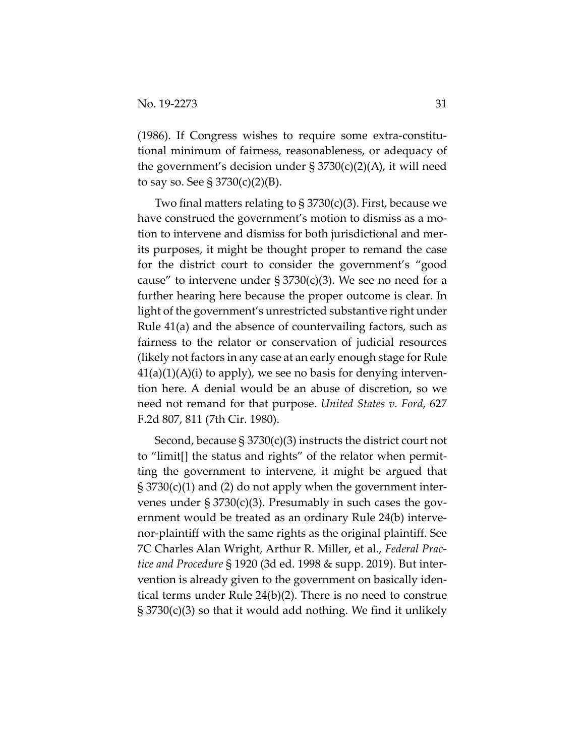(1986). If Congress wishes to require some extra-constitutional minimum of fairness, reasonableness, or adequacy of the government's decision under § 3730(c)(2)(A), it will need to say so. See § 3730(c)(2)(B).

Two final matters relating to § 3730(c)(3). First, because we have construed the government's motion to dismiss as a motion to intervene and dismiss for both jurisdictional and merits purposes, it might be thought proper to remand the case for the district court to consider the government's "good cause" to intervene under § 3730(c)(3). We see no need for a further hearing here because the proper outcome is clear. In light of the government's unrestricted substantive right under Rule 41(a) and the absence of countervailing factors, such as fairness to the relator or conservation of judicial resources (likely not factors in any case at an early enough stage for Rule 41(a)(1)(A)(i) to apply), we see no basis for denying intervention here. A denial would be an abuse of discretion, so we need not remand for that purpose. *United States v. Ford*, 627 F.2d 807, 811 (7th Cir. 1980).

Second, because § 3730(c)(3) instructs the district court not to "limit[] the status and rights" of the relator when permitting the government to intervene, it might be argued that § 3730(c)(1) and (2) do not apply when the government intervenes under § 3730(c)(3). Presumably in such cases the government would be treated as an ordinary Rule 24(b) intervenor-plaintiff with the same rights as the original plaintiff. See 7C Charles Alan Wright, Arthur R. Miller, et al., *Federal Practice and Procedure* § 1920 (3d ed. 1998 & supp. 2019). But intervention is already given to the government on basically identical terms under Rule 24(b)(2). There is no need to construe § 3730(c)(3) so that it would add nothing. We find it unlikely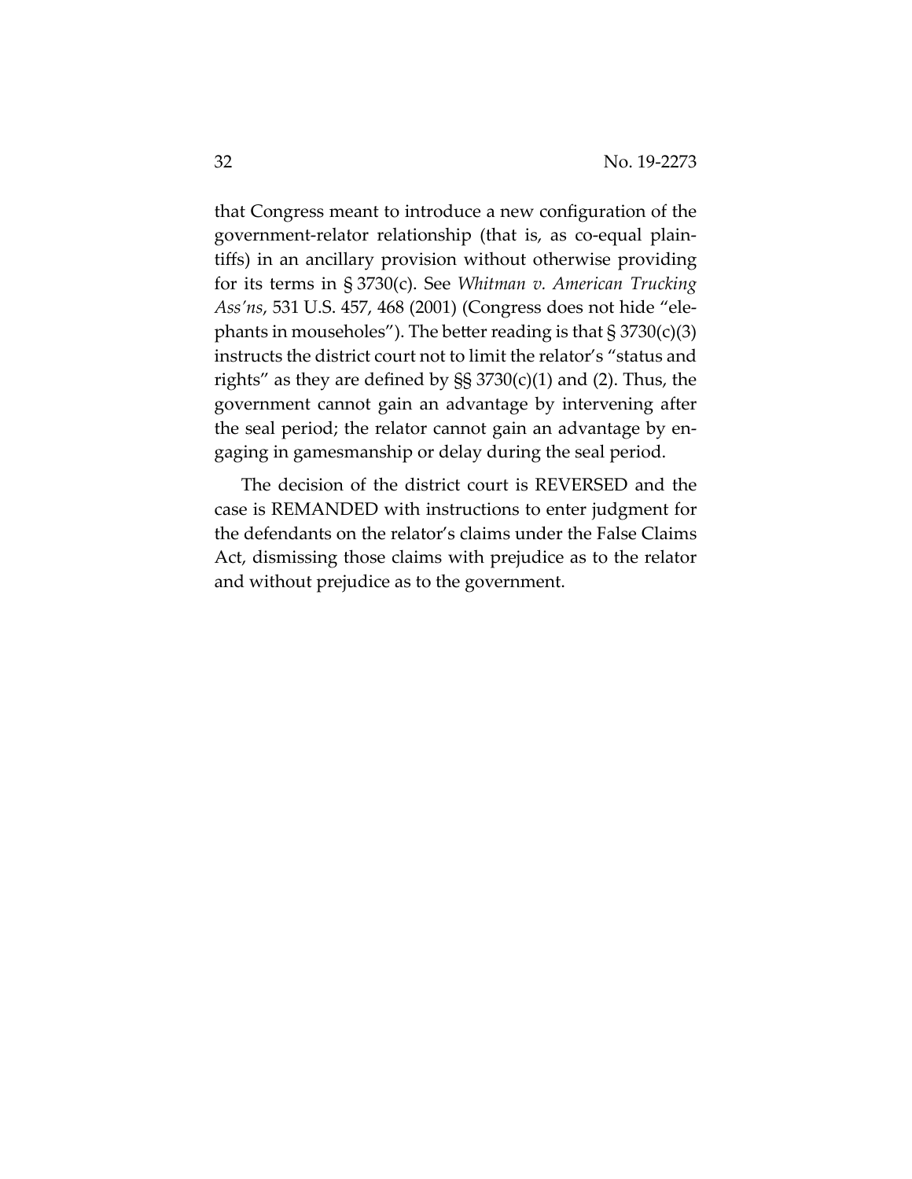that Congress meant to introduce a new configuration of the government-relator relationship (that is, as co-equal plaintiffs) in an ancillary provision without otherwise providing for its terms in § 3730(c). See *Whitman v. American Trucking Ass'ns*, 531 U.S. 457, 468 (2001) (Congress does not hide "elephants in mouseholes"). The better reading is that § 3730(c)(3) instructs the district court not to limit the relator's "status and rights" as they are defined by §§ 3730(c)(1) and (2). Thus, the government cannot gain an advantage by intervening after the seal period; the relator cannot gain an advantage by engaging in gamesmanship or delay during the seal period.

The decision of the district court is REVERSED and the case is REMANDED with instructions to enter judgment for the defendants on the relator's claims under the False Claims Act, dismissing those claims with prejudice as to the relator and without prejudice as to the government.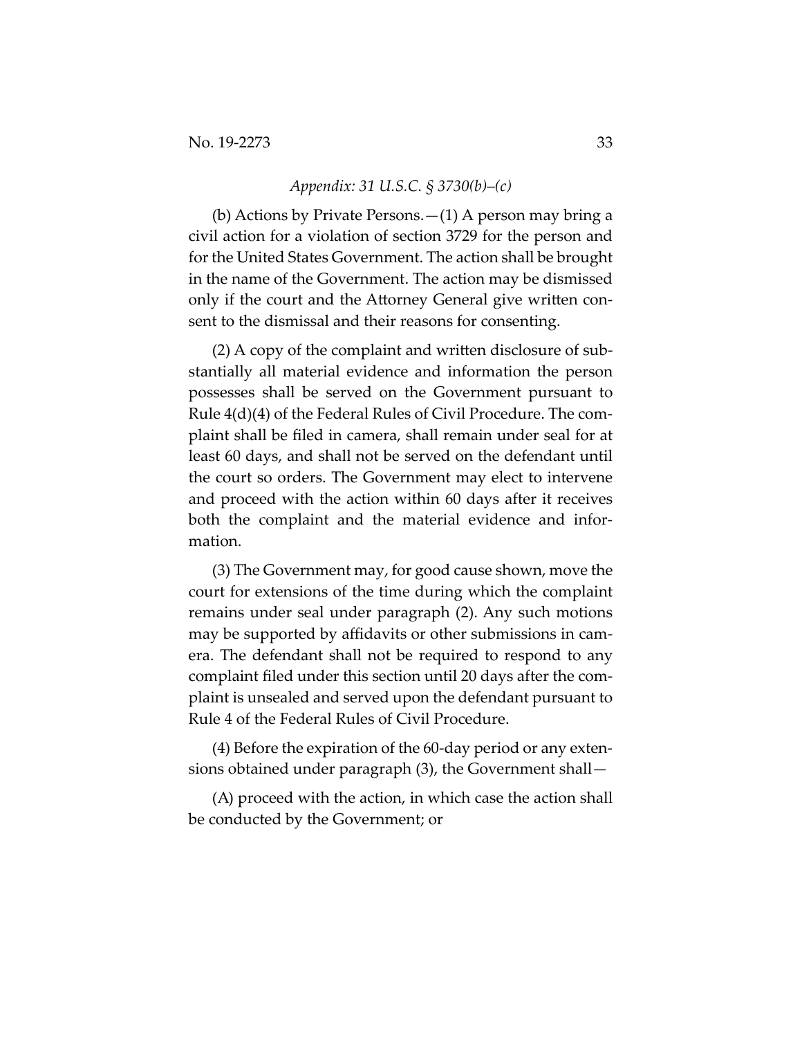*Appendix: 31 U.S.C. § 3730(b)–(c)*

(b) Actions by Private Persons.—(1) A person may bring a civil action for a violation of section 3729 for the person and for the United States Government. The action shall be brought in the name of the Government. The action may be dismissed only if the court and the Attorney General give written consent to the dismissal and their reasons for consenting.

(2) A copy of the complaint and written disclosure of substantially all material evidence and information the person possesses shall be served on the Government pursuant to Rule 4(d)(4) of the Federal Rules of Civil Procedure. The complaint shall be filed in camera, shall remain under seal for at least 60 days, and shall not be served on the defendant until the court so orders. The Government may elect to intervene and proceed with the action within 60 days after it receives both the complaint and the material evidence and information.

(3) The Government may, for good cause shown, move the court for extensions of the time during which the complaint remains under seal under paragraph (2). Any such motions may be supported by affidavits or other submissions in camera. The defendant shall not be required to respond to any complaint filed under this section until 20 days after the complaint is unsealed and served upon the defendant pursuant to Rule 4 of the Federal Rules of Civil Procedure.

(4) Before the expiration of the 60-day period or any extensions obtained under paragraph (3), the Government shall—

(A) proceed with the action, in which case the action shall be conducted by the Government; or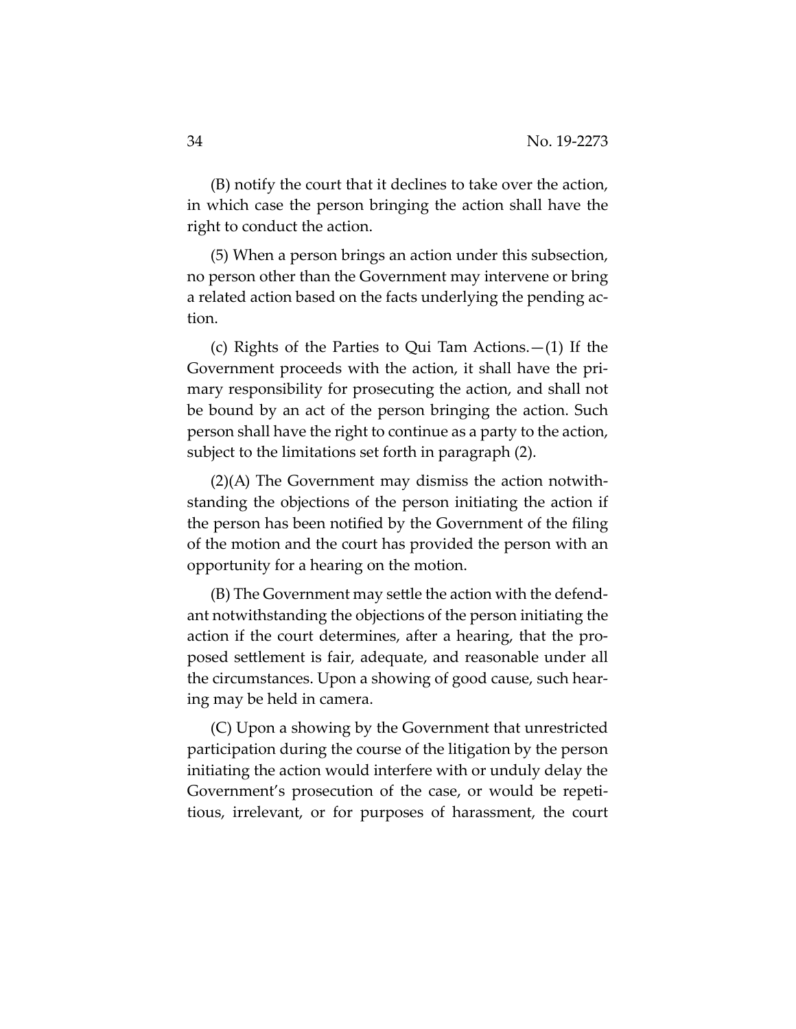(B) notify the court that it declines to take over the action, in which case the person bringing the action shall have the right to conduct the action.

(5) When a person brings an action under this subsection, no person other than the Government may intervene or bring a related action based on the facts underlying the pending action.

(c) Rights of the Parties to Qui Tam Actions.—(1) If the Government proceeds with the action, it shall have the primary responsibility for prosecuting the action, and shall not be bound by an act of the person bringing the action. Such person shall have the right to continue as a party to the action, subject to the limitations set forth in paragraph (2).

(2)(A) The Government may dismiss the action notwithstanding the objections of the person initiating the action if the person has been notified by the Government of the filing of the motion and the court has provided the person with an opportunity for a hearing on the motion.

(B) The Government may settle the action with the defendant notwithstanding the objections of the person initiating the action if the court determines, after a hearing, that the proposed settlement is fair, adequate, and reasonable under all the circumstances. Upon a showing of good cause, such hearing may be held in camera.

(C) Upon a showing by the Government that unrestricted participation during the course of the litigation by the person initiating the action would interfere with or unduly delay the Government's prosecution of the case, or would be repetitious, irrelevant, or for purposes of harassment, the court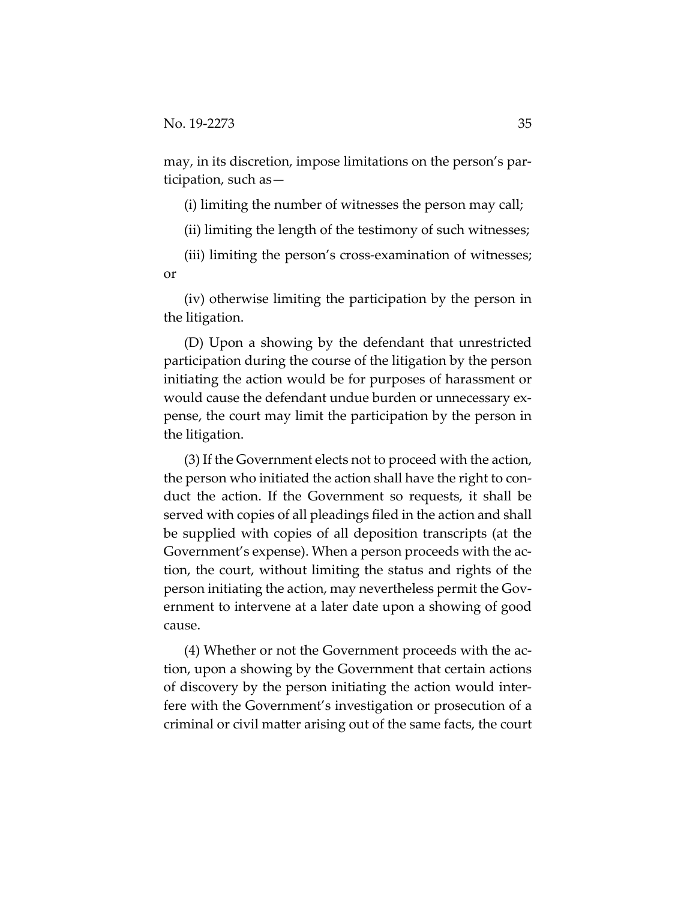may, in its discretion, impose limitations on the person's participation, such as—

(i) limiting the number of witnesses the person may call;

(ii) limiting the length of the testimony of such witnesses;

(iii) limiting the person's cross-examination of witnesses; or

(iv) otherwise limiting the participation by the person in the litigation.

(D) Upon a showing by the defendant that unrestricted participation during the course of the litigation by the person initiating the action would be for purposes of harassment or would cause the defendant undue burden or unnecessary expense, the court may limit the participation by the person in the litigation.

(3) If the Government elects not to proceed with the action, the person who initiated the action shall have the right to conduct the action. If the Government so requests, it shall be served with copies of all pleadings filed in the action and shall be supplied with copies of all deposition transcripts (at the Government's expense). When a person proceeds with the action, the court, without limiting the status and rights of the person initiating the action, may nevertheless permit the Government to intervene at a later date upon a showing of good cause.

(4) Whether or not the Government proceeds with the action, upon a showing by the Government that certain actions of discovery by the person initiating the action would interfere with the Government's investigation or prosecution of a criminal or civil matter arising out of the same facts, the court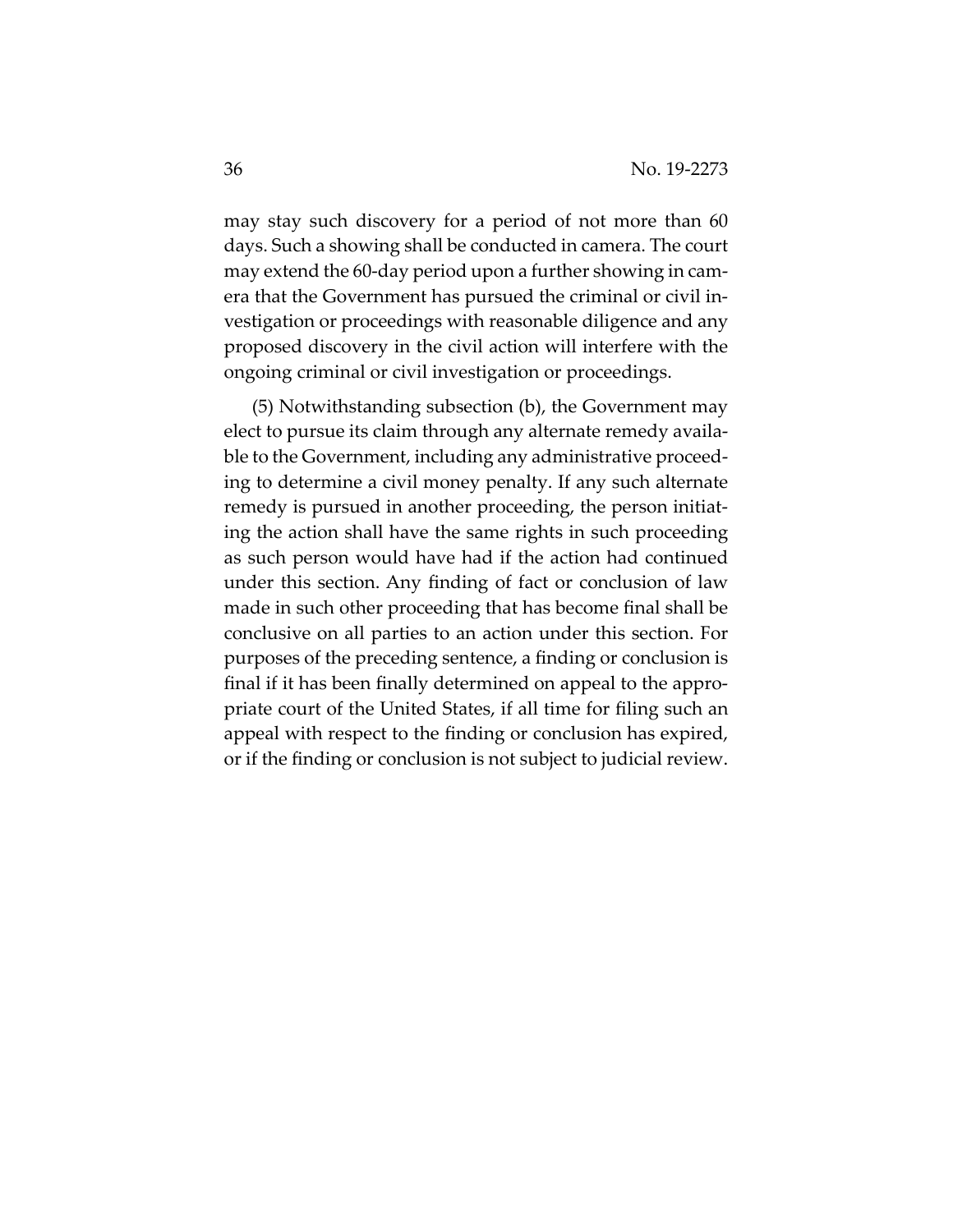may stay such discovery for a period of not more than 60 days. Such a showing shall be conducted in camera. The court may extend the 60-day period upon a further showing in camera that the Government has pursued the criminal or civil investigation or proceedings with reasonable diligence and any proposed discovery in the civil action will interfere with the ongoing criminal or civil investigation or proceedings.

(5) Notwithstanding subsection (b), the Government may elect to pursue its claim through any alternate remedy available to the Government, including any administrative proceeding to determine a civil money penalty. If any such alternate remedy is pursued in another proceeding, the person initiating the action shall have the same rights in such proceeding as such person would have had if the action had continued under this section. Any finding of fact or conclusion of law made in such other proceeding that has become final shall be conclusive on all parties to an action under this section. For purposes of the preceding sentence, a finding or conclusion is final if it has been finally determined on appeal to the appropriate court of the United States, if all time for filing such an appeal with respect to the finding or conclusion has expired, or if the finding or conclusion is not subject to judicial review.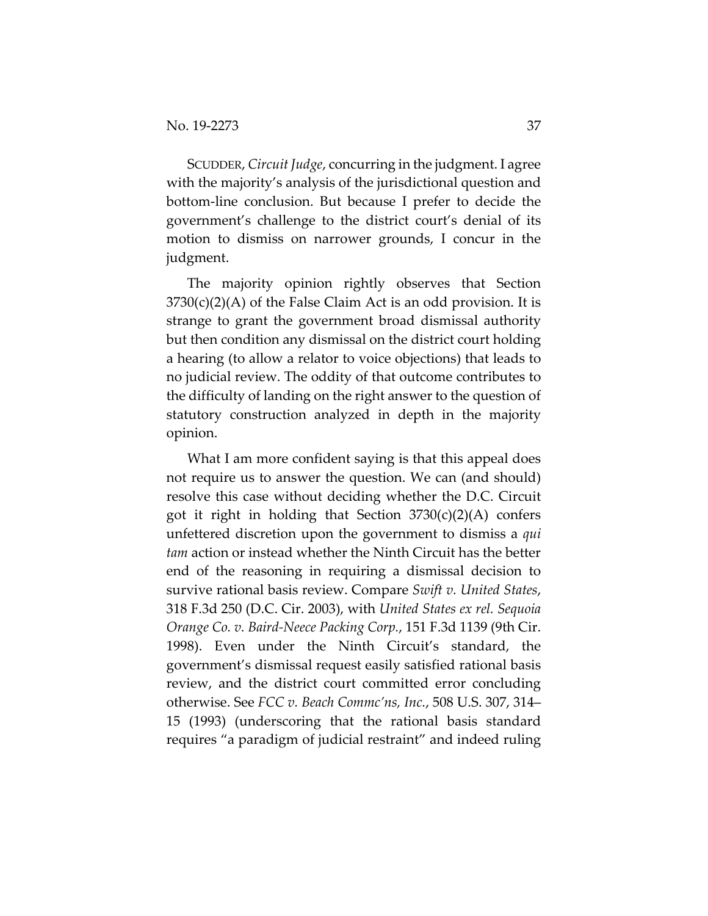SCUDDER, *Circuit Judge*, concurring in the judgment. I agree with the majority's analysis of the jurisdictional question and bottom-line conclusion. But because I prefer to decide the government's challenge to the district court's denial of its motion to dismiss on narrower grounds, I concur in the judgment.

The majority opinion rightly observes that Section 3730(c)(2)(A) of the False Claim Act is an odd provision. It is strange to grant the government broad dismissal authority but then condition any dismissal on the district court holding a hearing (to allow a relator to voice objections) that leads to no judicial review. The oddity of that outcome contributes to the difficulty of landing on the right answer to the question of statutory construction analyzed in depth in the majority opinion.

What I am more confident saying is that this appeal does not require us to answer the question. We can (and should) resolve this case without deciding whether the D.C. Circuit got it right in holding that Section 3730(c)(2)(A) confers unfettered discretion upon the government to dismiss a *qui tam* action or instead whether the Ninth Circuit has the better end of the reasoning in requiring a dismissal decision to survive rational basis review. Compare *Swift v. United States*, 318 F.3d 250 (D.C. Cir. 2003), with *United States ex rel. Sequoia Orange Co. v. Baird-Neece Packing Corp.*, 151 F.3d 1139 (9th Cir. 1998). Even under the Ninth Circuit's standard, the government's dismissal request easily satisfied rational basis review, and the district court committed error concluding otherwise. See *FCC v. Beach Commc'ns, Inc.*, 508 U.S. 307, 314–15 (1993) (underscoring that the rational basis standard requires "a paradigm of judicial restraint" and indeed ruling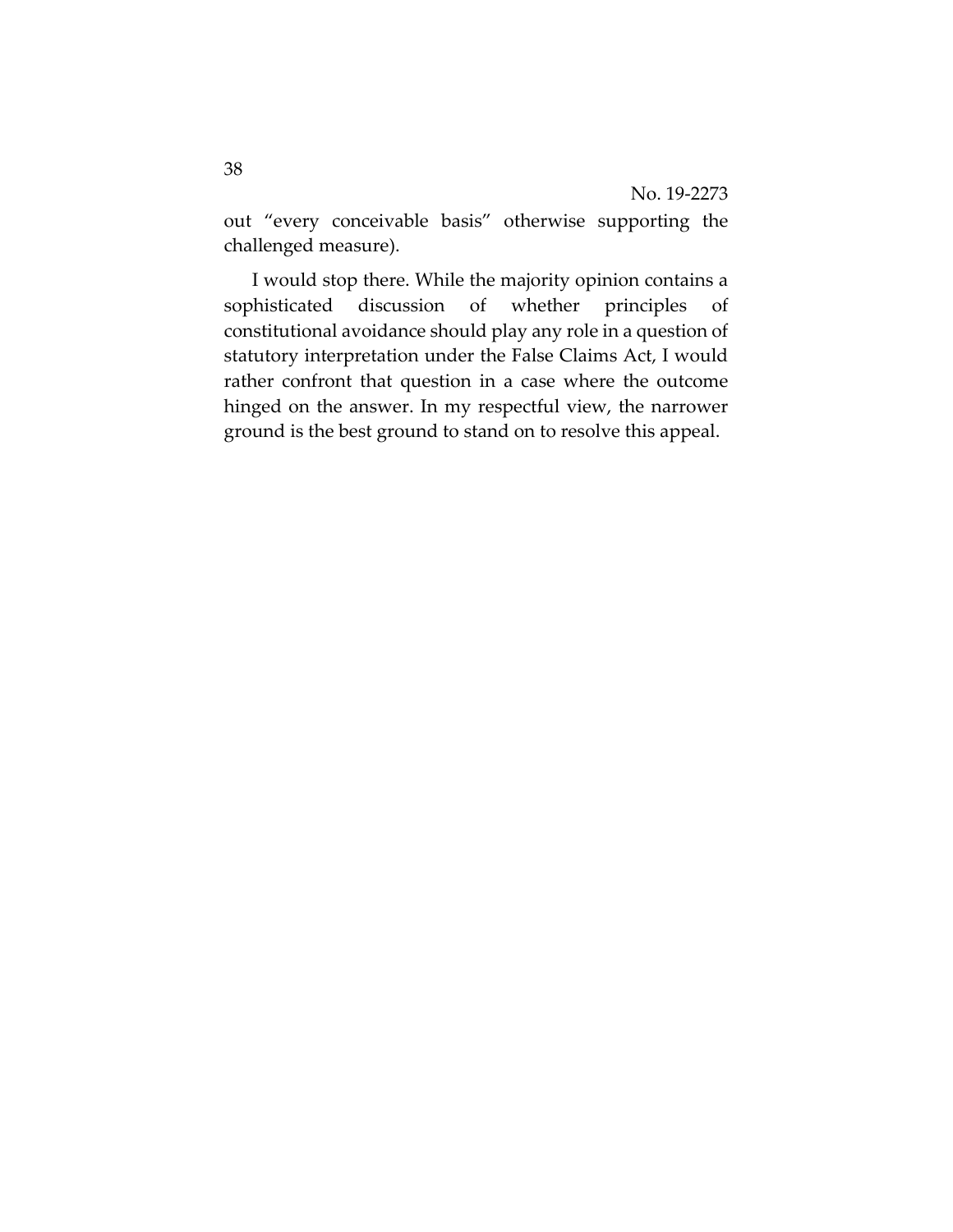out “every conceivable basis” otherwise supporting the challenged measure).

I would stop there. While the majority opinion contains a sophisticated discussion of whether principles of constitutional avoidance should play any role in a question of statutory interpretation under the False Claims Act, I would rather confront that question in a case where the outcome hinged on the answer. In my respectful view, the narrower ground is the best ground to stand on to resolve this appeal.